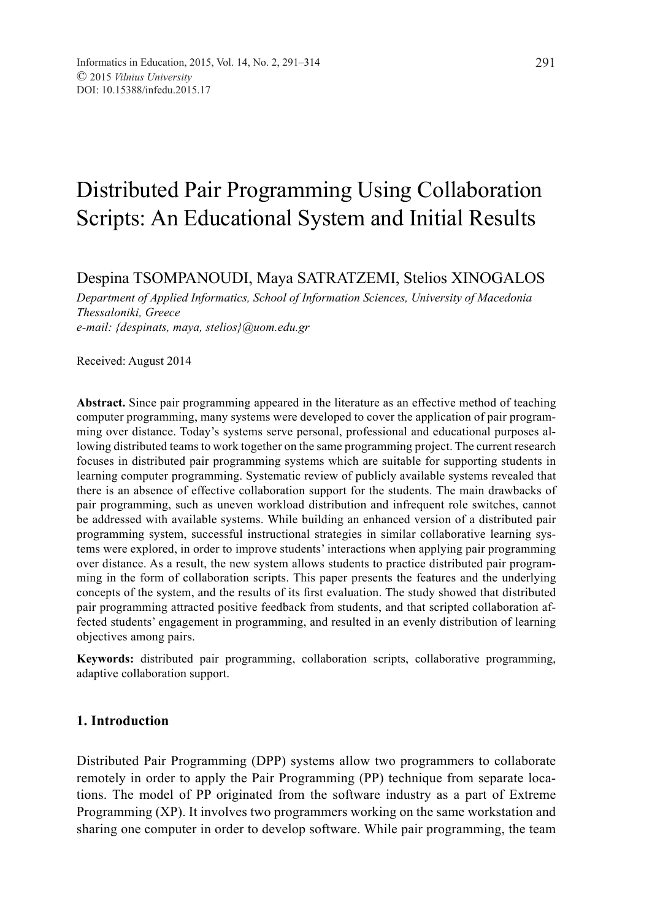# Distributed Pair Programming Using Collaboration Scripts: An Educational System and Initial Results

Despina TSOMPANOUDI, Maya SATRATZEMI, Stelios XINOGALOS

*Department of Applied Informatics, School of Information Sciences, University of Macedonia Thessaloniki, Greece*
*e-mail: {despinats, maya, stelios}@uom.edu.gr*

Received: August 2014

**Abstract.** Since pair programming appeared in the literature as an effective method of teaching computer programming, many systems were developed to cover the application of pair programming over distance. Today's systems serve personal, professional and educational purposes allowing distributed teams to work together on the same programming project. The current research focuses in distributed pair programming systems which are suitable for supporting students in learning computer programming. Systematic review of publicly available systems revealed that there is an absence of effective collaboration support for the students. The main drawbacks of pair programming, such as uneven workload distribution and infrequent role switches, cannot be addressed with available systems. While building an enhanced version of a distributed pair programming system, successful instructional strategies in similar collaborative learning systems were explored, in order to improve students' interactions when applying pair programming over distance. As a result, the new system allows students to practice distributed pair programming in the form of collaboration scripts. This paper presents the features and the underlying concepts of the system, and the results of its first evaluation. The study showed that distributed pair programming attracted positive feedback from students, and that scripted collaboration affected students' engagement in programming, and resulted in an evenly distribution of learning objectives among pairs.

**Keywords:** distributed pair programming, collaboration scripts, collaborative programming, adaptive collaboration support.

## 1. Introduction

Distributed Pair Programming (DPP) systems allow two programmers to collaborate remotely in order to apply the Pair Programming (PP) technique from separate locations. The model of PP originated from the software industry as a part of Extreme Programming (XP). It involves two programmers working on the same workstation and sharing one computer in order to develop software. While pair programming, the team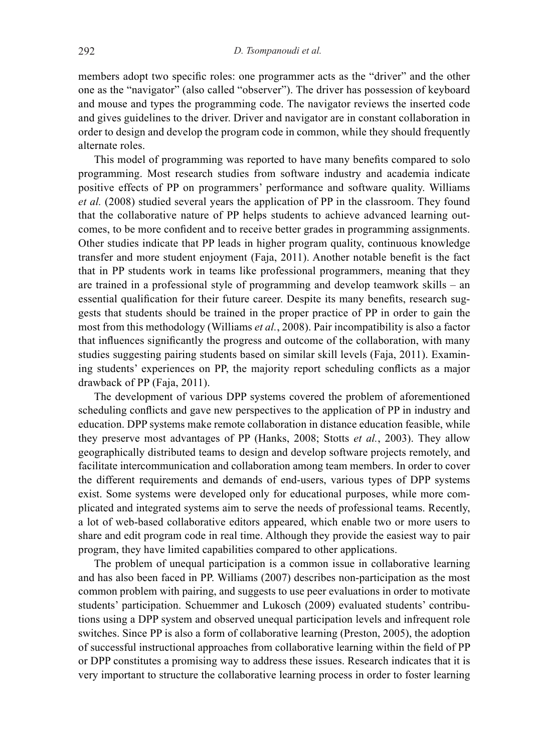members adopt two specific roles: one programmer acts as the "driver" and the other one as the "navigator" (also called "observer"). The driver has possession of keyboard and mouse and types the programming code. The navigator reviews the inserted code and gives guidelines to the driver. Driver and navigator are in constant collaboration in order to design and develop the program code in common, while they should frequently alternate roles.

This model of programming was reported to have many benefits compared to solo programming. Most research studies from software industry and academia indicate positive effects of PP on programmers' performance and software quality. Williams *et al.* (2008) studied several years the application of PP in the classroom. They found that the collaborative nature of PP helps students to achieve advanced learning outcomes, to be more confident and to receive better grades in programming assignments. Other studies indicate that PP leads in higher program quality, continuous knowledge transfer and more student enjoyment (Faja, 2011). Another notable benefit is the fact that in PP students work in teams like professional programmers, meaning that they are trained in a professional style of programming and develop teamwork skills – an essential qualification for their future career. Despite its many benefits, research suggests that students should be trained in the proper practice of PP in order to gain the most from this methodology (Williams *et al.*, 2008). Pair incompatibility is also a factor that influences significantly the progress and outcome of the collaboration, with many studies suggesting pairing students based on similar skill levels (Faja, 2011). Examining students' experiences on PP, the majority report scheduling conflicts as a major drawback of PP (Faja, 2011).

The development of various DPP systems covered the problem of aforementioned scheduling conflicts and gave new perspectives to the application of PP in industry and education. DPP systems make remote collaboration in distance education feasible, while they preserve most advantages of PP (Hanks, 2008; Stotts *et al.*, 2003). They allow geographically distributed teams to design and develop software projects remotely, and facilitate intercommunication and collaboration among team members. In order to cover the different requirements and demands of end-users, various types of DPP systems exist. Some systems were developed only for educational purposes, while more complicated and integrated systems aim to serve the needs of professional teams. Recently, a lot of web-based collaborative editors appeared, which enable two or more users to share and edit program code in real time. Although they provide the easiest way to pair program, they have limited capabilities compared to other applications.

The problem of unequal participation is a common issue in collaborative learning and has also been faced in PP. Williams (2007) describes non-participation as the most common problem with pairing, and suggests to use peer evaluations in order to motivate students' participation. Schuemmer and Lukosch (2009) evaluated students' contributions using a DPP system and observed unequal participation levels and infrequent role switches. Since PP is also a form of collaborative learning (Preston, 2005), the adoption of successful instructional approaches from collaborative learning within the field of PP or DPP constitutes a promising way to address these issues. Research indicates that it is very important to structure the collaborative learning process in order to foster learning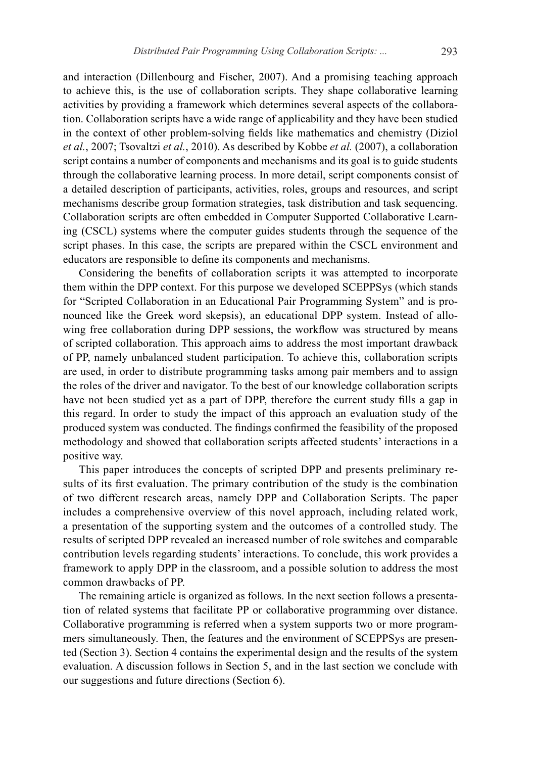and interaction (Dillenbourg and Fischer, 2007). And a promising teaching approach to achieve this, is the use of collaboration scripts. They shape collaborative learning activities by providing a framework which determines several aspects of the collaboration. Collaboration scripts have a wide range of applicability and they have been studied in the context of other problem-solving fields like mathematics and chemistry (Diziol *et al.*, 2007; Tsovaltzi *et al.*, 2010). As described by Kobbe *et al.* (2007), a collaboration script contains a number of components and mechanisms and its goal is to guide students through the collaborative learning process. In more detail, script components consist of a detailed description of participants, activities, roles, groups and resources, and script mechanisms describe group formation strategies, task distribution and task sequencing. Collaboration scripts are often embedded in Computer Supported Collaborative Learning (CSCL) systems where the computer guides students through the sequence of the script phases. In this case, the scripts are prepared within the CSCL environment and educators are responsible to define its components and mechanisms.

Considering the benefits of collaboration scripts it was attempted to incorporate them within the DPP context. For this purpose we developed SCEPPSys (which stands for "Scripted Collaboration in an Educational Pair Programming System" and is pronounced like the Greek word skepsis), an educational DPP system. Instead of allowing free collaboration during DPP sessions, the workflow was structured by means of scripted collaboration. This approach aims to address the most important drawback of PP, namely unbalanced student participation. To achieve this, collaboration scripts are used, in order to distribute programming tasks among pair members and to assign the roles of the driver and navigator. To the best of our knowledge collaboration scripts have not been studied yet as a part of DPP, therefore the current study fills a gap in this regard. In order to study the impact of this approach an evaluation study of the produced system was conducted. The findings confirmed the feasibility of the proposed methodology and showed that collaboration scripts affected students' interactions in a positive way.

This paper introduces the concepts of scripted DPP and presents preliminary results of its first evaluation. The primary contribution of the study is the combination of two different research areas, namely DPP and Collaboration Scripts. The paper includes a comprehensive overview of this novel approach, including related work, a presentation of the supporting system and the outcomes of a controlled study. The results of scripted DPP revealed an increased number of role switches and comparable contribution levels regarding students' interactions. To conclude, this work provides a framework to apply DPP in the classroom, and a possible solution to address the most common drawbacks of PP.

The remaining article is organized as follows. In the next section follows a presentation of related systems that facilitate PP or collaborative programming over distance. Collaborative programming is referred when a system supports two or more programmers simultaneously. Then, the features and the environment of SCEPPSys are presented (Section 3). Section 4 contains the experimental design and the results of the system evaluation. A discussion follows in Section 5, and in the last section we conclude with our suggestions and future directions (Section 6).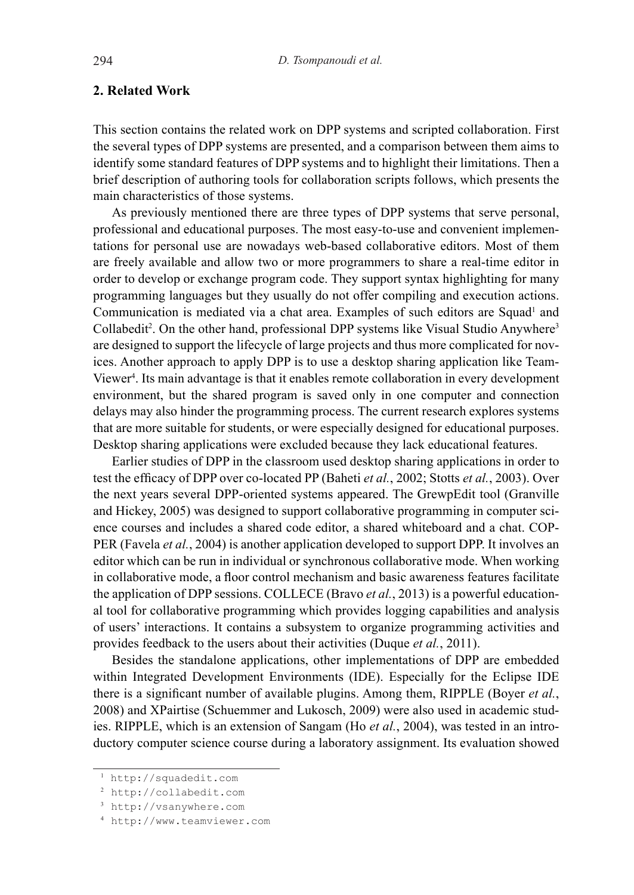## 2. Related Work

This section contains the related work on DPP systems and scripted collaboration. First the several types of DPP systems are presented, and a comparison between them aims to identify some standard features of DPP systems and to highlight their limitations. Then a brief description of authoring tools for collaboration scripts follows, which presents the main characteristics of those systems.

As previously mentioned there are three types of DPP systems that serve personal, professional and educational purposes. The most easy-to-use and convenient implementations for personal use are nowadays web-based collaborative editors. Most of them are freely available and allow two or more programmers to share a real-time editor in order to develop or exchange program code. They support syntax highlighting for many programming languages but they usually do not offer compiling and execution actions. Communication is mediated via a chat area. Examples of such editors are Squad[1] and Collabedit[2]. On the other hand, professional DPP systems like Visual Studio Anywhere[3] are designed to support the lifecycle of large projects and thus more complicated for novices. Another approach to apply DPP is to use a desktop sharing application like TeamViewer[4]. Its main advantage is that it enables remote collaboration in every development environment, but the shared program is saved only in one computer and connection delays may also hinder the programming process. The current research explores systems that are more suitable for students, or were especially designed for educational purposes. Desktop sharing applications were excluded because they lack educational features.

Earlier studies of DPP in the classroom used desktop sharing applications in order to test the efficacy of DPP over co-located PP (Baheti *et al.*, 2002; Stotts *et al.*, 2003). Over the next years several DPP-oriented systems appeared. The GrewpEdit tool (Granville and Hickey, 2005) was designed to support collaborative programming in computer science courses and includes a shared code editor, a shared whiteboard and a chat. COPPER (Favela *et al.*, 2004) is another application developed to support DPP. It involves an editor which can be run in individual or synchronous collaborative mode. When working in collaborative mode, a floor control mechanism and basic awareness features facilitate the application of DPP sessions. COLLECE (Bravo *et al.*, 2013) is a powerful educational tool for collaborative programming which provides logging capabilities and analysis of users' interactions. It contains a subsystem to organize programming activities and provides feedback to the users about their activities (Duque *et al.*, 2011).

Besides the standalone applications, other implementations of DPP are embedded within Integrated Development Environments (IDE). Especially for the Eclipse IDE there is a significant number of available plugins. Among them, RIPPLE (Boyer *et al.*, 2008) and XPairtise (Schuemmer and Lukosch, 2009) were also used in academic studies. RIPPLE, which is an extension of Sangam (Ho *et al.*, 2004), was tested in an introductory computer science course during a laboratory assignment. Its evaluation showed

[1] http://squadedit.com

[2] http://collabedit.com

[3] http://vsanywhere.com

[4] http://www.teamviewer.com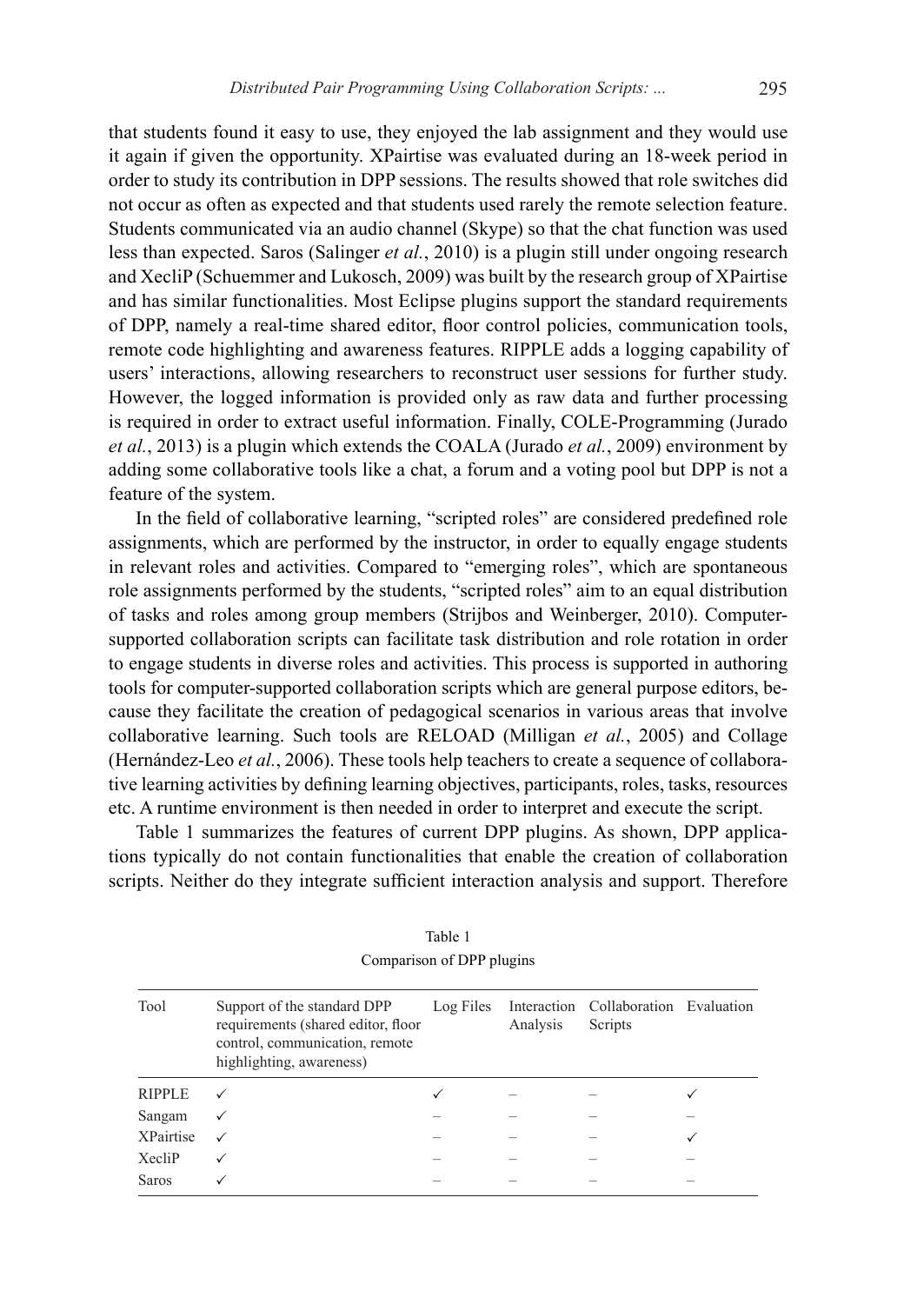that students found it easy to use, they enjoyed the lab assignment and they would use it again if given the opportunity. XPairtise was evaluated during an 18-week period in order to study its contribution in DPP sessions. The results showed that role switches did not occur as often as expected and that students used rarely the remote selection feature. Students communicated via an audio channel (Skype) so that the chat function was used less than expected. Saros (Salinger *et al.*, 2010) is a plugin still under ongoing research and XecliP (Schuemmer and Lukosch, 2009) was built by the research group of XPairtise and has similar functionalities. Most Eclipse plugins support the standard requirements of DPP, namely a real-time shared editor, floor control policies, communication tools, remote code highlighting and awareness features. RIPPLE adds a logging capability of users' interactions, allowing researchers to reconstruct user sessions for further study. However, the logged information is provided only as raw data and further processing is required in order to extract useful information. Finally, COLE-Programming (Jurado *et al.*, 2013) is a plugin which extends the COALA (Jurado *et al.*, 2009) environment by adding some collaborative tools like a chat, a forum and a voting pool but DPP is not a feature of the system.

In the field of collaborative learning, "scripted roles" are considered predefined role assignments, which are performed by the instructor, in order to equally engage students in relevant roles and activities. Compared to "emerging roles", which are spontaneous role assignments performed by the students, "scripted roles" aim to an equal distribution of tasks and roles among group members (Strijbos and Weinberger, 2010). Computer-supported collaboration scripts can facilitate task distribution and role rotation in order to engage students in diverse roles and activities. This process is supported in authoring tools for computer-supported collaboration scripts which are general purpose editors, because they facilitate the creation of pedagogical scenarios in various areas that involve collaborative learning. Such tools are RELOAD (Milligan *et al.*, 2005) and Collage (Hernández-Leo *et al.*, 2006). These tools help teachers to create a sequence of collaborative learning activities by defining learning objectives, participants, roles, tasks, resources etc. A runtime environment is then needed in order to interpret and execute the script.

Table 1 summarizes the features of current DPP plugins. As shown, DPP applications typically do not contain functionalities that enable the creation of collaboration scripts. Neither do they integrate sufficient interaction analysis and support. Therefore

Table 1
Comparison of DPP plugins

| Tool | Support of the standard DPP requirements (shared editor, floor control, communication, remote highlighting, awareness) | Log Files | Interaction Analysis | Collaboration Scripts | Evaluation |
|---|---|---|---|---|---|
| RIPPLE | ✓ | ✓ | – | – | ✓ |
| Sangam | ✓ | – | – | – | – |
| XPairtise | ✓ | – | – | – | ✓ |
| XecliP | ✓ | – | – | – | – |
| Saros | ✓ | – | – | – | – |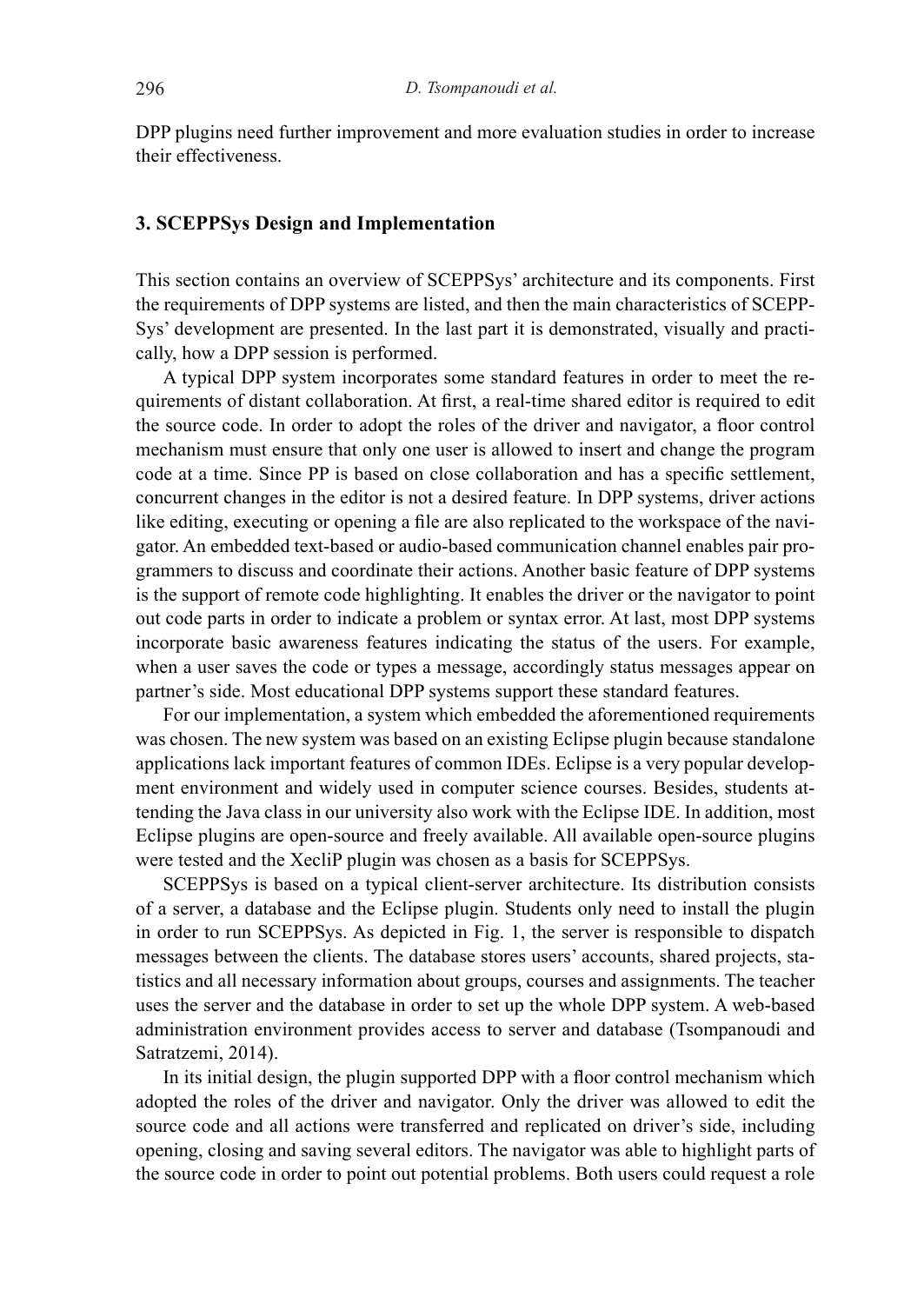DPP plugins need further improvement and more evaluation studies in order to increase their effectiveness.

### 3. SCEPPSys Design and Implementation

This section contains an overview of SCEPPSys' architecture and its components. First the requirements of DPP systems are listed, and then the main characteristics of SCEPPSys' development are presented. In the last part it is demonstrated, visually and practically, how a DPP session is performed.

A typical DPP system incorporates some standard features in order to meet the requirements of distant collaboration. At first, a real-time shared editor is required to edit the source code. In order to adopt the roles of the driver and navigator, a floor control mechanism must ensure that only one user is allowed to insert and change the program code at a time. Since PP is based on close collaboration and has a specific settlement, concurrent changes in the editor is not a desired feature. In DPP systems, driver actions like editing, executing or opening a file are also replicated to the workspace of the navigator. An embedded text-based or audio-based communication channel enables pair programmers to discuss and coordinate their actions. Another basic feature of DPP systems is the support of remote code highlighting. It enables the driver or the navigator to point out code parts in order to indicate a problem or syntax error. At last, most DPP systems incorporate basic awareness features indicating the status of the users. For example, when a user saves the code or types a message, accordingly status messages appear on partner's side. Most educational DPP systems support these standard features.

For our implementation, a system which embedded the aforementioned requirements was chosen. The new system was based on an existing Eclipse plugin because standalone applications lack important features of common IDEs. Eclipse is a very popular development environment and widely used in computer science courses. Besides, students attending the Java class in our university also work with the Eclipse IDE. In addition, most Eclipse plugins are open-source and freely available. All available open-source plugins were tested and the XecliP plugin was chosen as a basis for SCEPPSys.

SCEPPSys is based on a typical client-server architecture. Its distribution consists of a server, a database and the Eclipse plugin. Students only need to install the plugin in order to run SCEPPSys. As depicted in Fig. 1, the server is responsible to dispatch messages between the clients. The database stores users' accounts, shared projects, statistics and all necessary information about groups, courses and assignments. The teacher uses the server and the database in order to set up the whole DPP system. A web-based administration environment provides access to server and database (Tsompanoudi and Satratzemi, 2014).

In its initial design, the plugin supported DPP with a floor control mechanism which adopted the roles of the driver and navigator. Only the driver was allowed to edit the source code and all actions were transferred and replicated on driver's side, including opening, closing and saving several editors. The navigator was able to highlight parts of the source code in order to point out potential problems. Both users could request a role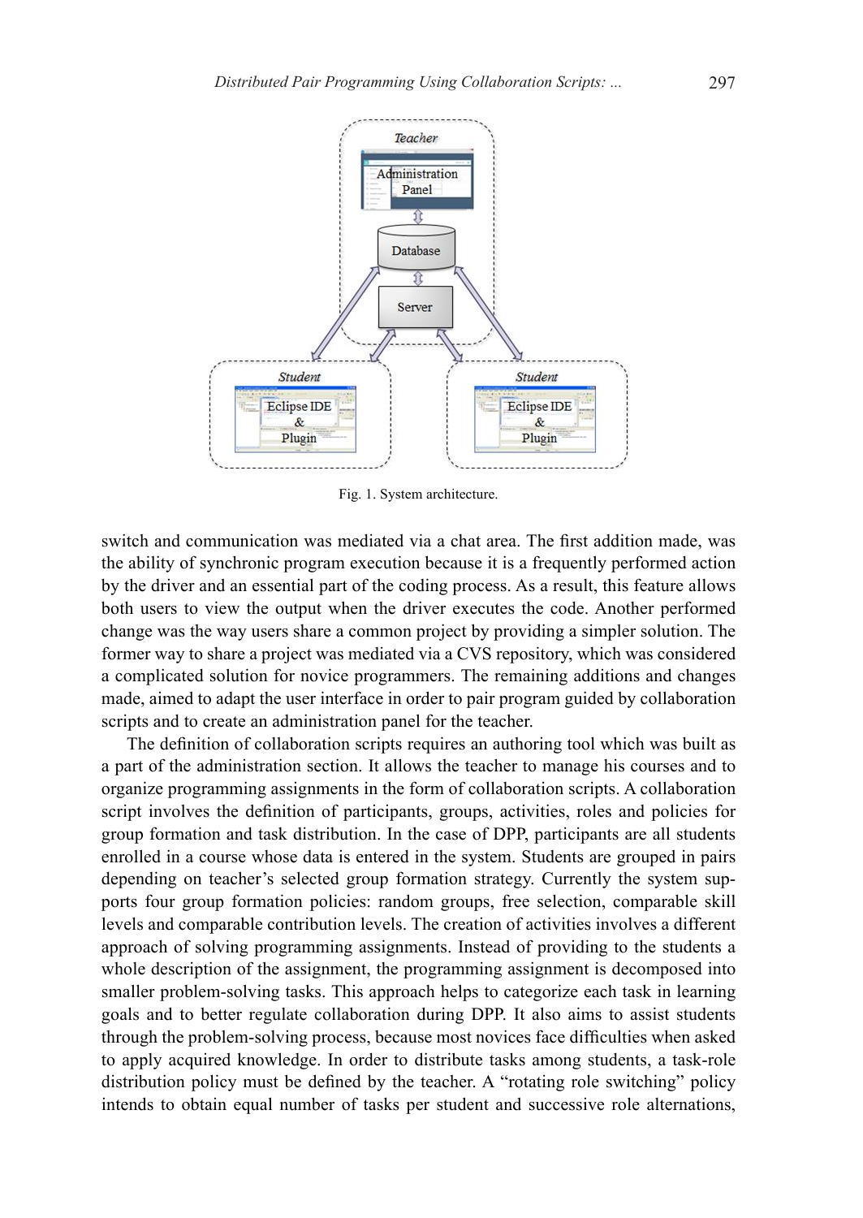Fig. 1. System architecture.

switch and communication was mediated via a chat area. The first addition made, was the ability of synchronic program execution because it is a frequently performed action by the driver and an essential part of the coding process. As a result, this feature allows both users to view the output when the driver executes the code. Another performed change was the way users share a common project by providing a simpler solution. The former way to share a project was mediated via a CVS repository, which was considered a complicated solution for novice programmers. The remaining additions and changes made, aimed to adapt the user interface in order to pair program guided by collaboration scripts and to create an administration panel for the teacher.

The definition of collaboration scripts requires an authoring tool which was built as a part of the administration section. It allows the teacher to manage his courses and to organize programming assignments in the form of collaboration scripts. A collaboration script involves the definition of participants, groups, activities, roles and policies for group formation and task distribution. In the case of DPP, participants are all students enrolled in a course whose data is entered in the system. Students are grouped in pairs depending on teacher's selected group formation strategy. Currently the system supports four group formation policies: random groups, free selection, comparable skill levels and comparable contribution levels. The creation of activities involves a different approach of solving programming assignments. Instead of providing to the students a whole description of the assignment, the programming assignment is decomposed into smaller problem-solving tasks. This approach helps to categorize each task in learning goals and to better regulate collaboration during DPP. It also aims to assist students through the problem-solving process, because most novices face difficulties when asked to apply acquired knowledge. In order to distribute tasks among students, a task-role distribution policy must be defined by the teacher. A "rotating role switching" policy intends to obtain equal number of tasks per student and successive role alternations,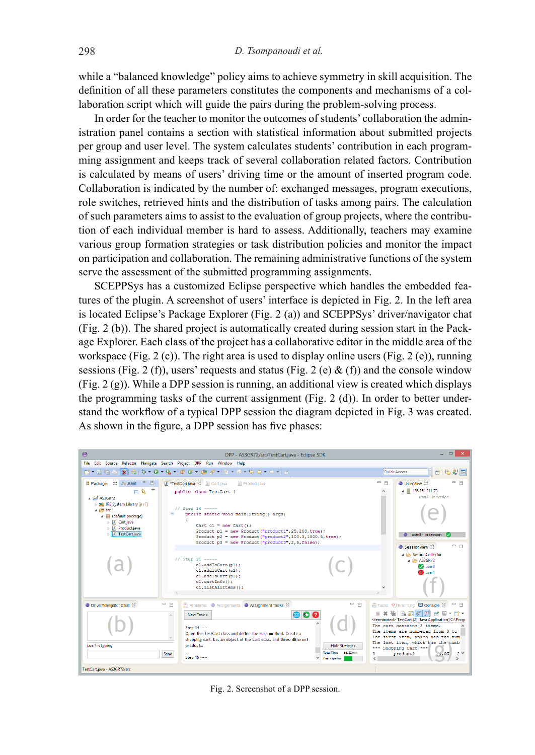while a "balanced knowledge" policy aims to achieve symmetry in skill acquisition. The definition of all these parameters constitutes the components and mechanisms of a collaboration script which will guide the pairs during the problem-solving process.

In order for the teacher to monitor the outcomes of students' collaboration the administration panel contains a section with statistical information about submitted projects per group and user level. The system calculates students' contribution in each programming assignment and keeps track of several collaboration related factors. Contribution is calculated by means of users' driving time or the amount of inserted program code. Collaboration is indicated by the number of: exchanged messages, program executions, role switches, retrieved hints and the distribution of tasks among pairs. The calculation of such parameters aims to assist to the evaluation of group projects, where the contribution of each individual member is hard to assess. Additionally, teachers may examine various group formation strategies or task distribution policies and monitor the impact on participation and collaboration. The remaining administrative functions of the system serve the assessment of the submitted programming assignments.

SCEPPSys has a customized Eclipse perspective which handles the embedded features of the plugin. A screenshot of users' interface is depicted in Fig. 2. In the left area is located Eclipse's Package Explorer (Fig. 2 (a)) and SCEPPSys' driver/navigator chat (Fig. 2 (b)). The shared project is automatically created during session start in the Package Explorer. Each class of the project has a collaborative editor in the middle area of the workspace (Fig. 2 (c)). The right area is used to display online users (Fig. 2 (e)), running sessions (Fig. 2 (f)), users' requests and status (Fig. 2 (e) & (f)) and the console window (Fig. 2 (g)). While a DPP session is running, an additional view is created which displays the programming tasks of the current assignment (Fig. 2 (d)). In order to better understand the workflow of a typical DPP session the diagram depicted in Fig. 3 was created. As shown in the figure, a DPP session has five phases:

Fig. 2. Screenshot of a DPP session.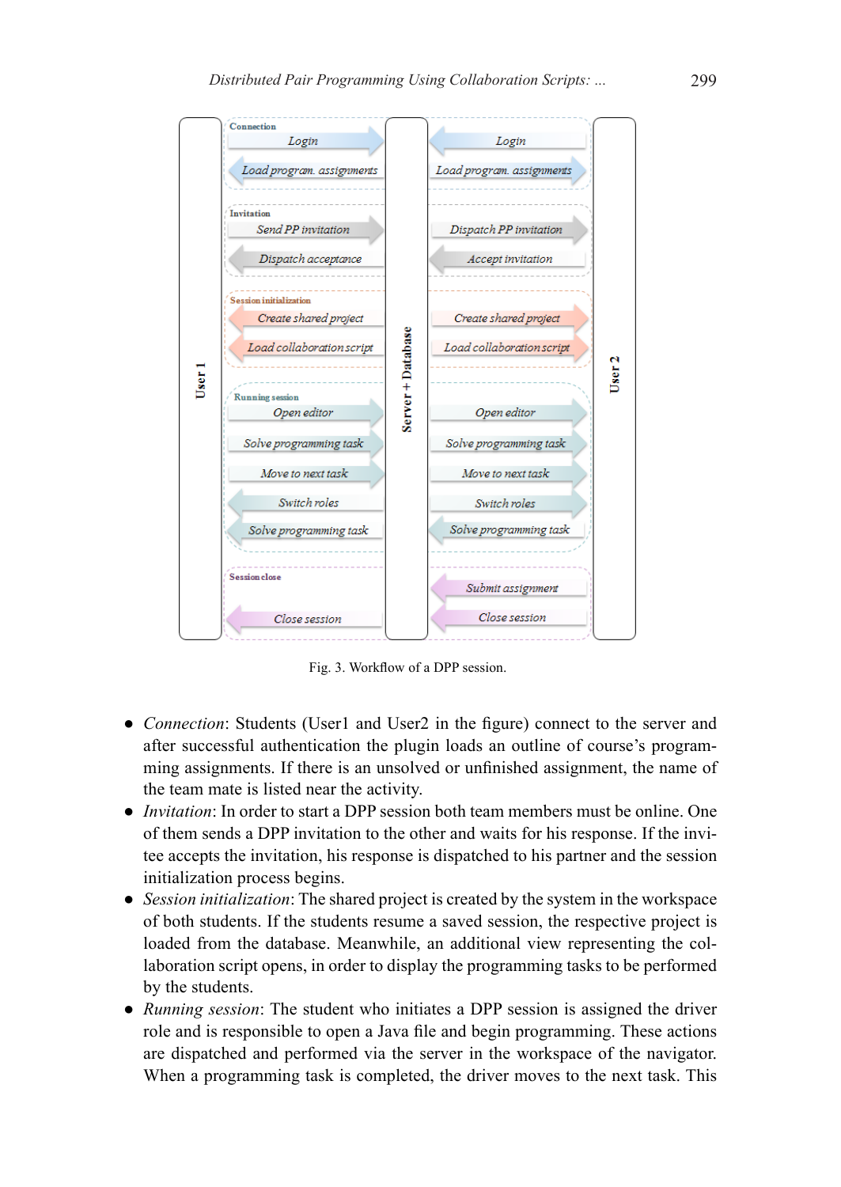Fig. 3. Workflow of a DPP session.

- *Connection*: Students (User1 and User2 in the figure) connect to the server and after successful authentication the plugin loads an outline of course's programming assignments. If there is an unsolved or unfinished assignment, the name of the team mate is listed near the activity.
- *Invitation*: In order to start a DPP session both team members must be online. One of them sends a DPP invitation to the other and waits for his response. If the invitee accepts the invitation, his response is dispatched to his partner and the session initialization process begins.
- *Session initialization*: The shared project is created by the system in the workspace of both students. If the students resume a saved session, the respective project is loaded from the database. Meanwhile, an additional view representing the collaboration script opens, in order to display the programming tasks to be performed by the students.
- *Running session*: The student who initiates a DPP session is assigned the driver role and is responsible to open a Java file and begin programming. These actions are dispatched and performed via the server in the workspace of the navigator. When a programming task is completed, the driver moves to the next task. This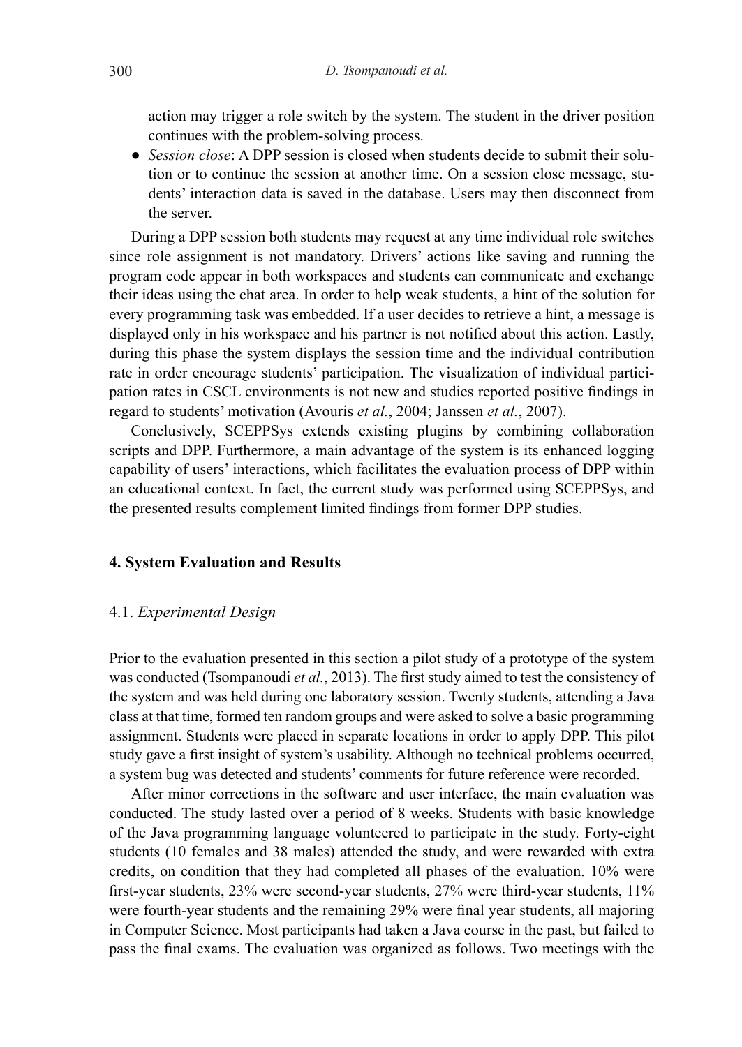action may trigger a role switch by the system. The student in the driver position continues with the problem-solving process.

- *Session close*: A DPP session is closed when students decide to submit their solution or to continue the session at another time. On a session close message, students' interaction data is saved in the database. Users may then disconnect from the server.

During a DPP session both students may request at any time individual role switches since role assignment is not mandatory. Drivers' actions like saving and running the program code appear in both workspaces and students can communicate and exchange their ideas using the chat area. In order to help weak students, a hint of the solution for every programming task was embedded. If a user decides to retrieve a hint, a message is displayed only in his workspace and his partner is not notified about this action. Lastly, during this phase the system displays the session time and the individual contribution rate in order encourage students' participation. The visualization of individual participation rates in CSCL environments is not new and studies reported positive findings in regard to students' motivation (Avouris *et al.*, 2004; Janssen *et al.*, 2007).

Conclusively, SCEPPSys extends existing plugins by combining collaboration scripts and DPP. Furthermore, a main advantage of the system is its enhanced logging capability of users' interactions, which facilitates the evaluation process of DPP within an educational context. In fact, the current study was performed using SCEPPSys, and the presented results complement limited findings from former DPP studies.

## 4. System Evaluation and Results

### 4.1. *Experimental Design*

Prior to the evaluation presented in this section a pilot study of a prototype of the system was conducted (Tsompanoudi *et al.*, 2013). The first study aimed to test the consistency of the system and was held during one laboratory session. Twenty students, attending a Java class at that time, formed ten random groups and were asked to solve a basic programming assignment. Students were placed in separate locations in order to apply DPP. This pilot study gave a first insight of system's usability. Although no technical problems occurred, a system bug was detected and students' comments for future reference were recorded.

After minor corrections in the software and user interface, the main evaluation was conducted. The study lasted over a period of 8 weeks. Students with basic knowledge of the Java programming language volunteered to participate in the study. Forty-eight students (10 females and 38 males) attended the study, and were rewarded with extra credits, on condition that they had completed all phases of the evaluation. 10% were first-year students, 23% were second-year students, 27% were third-year students, 11% were fourth-year students and the remaining 29% were final year students, all majoring in Computer Science. Most participants had taken a Java course in the past, but failed to pass the final exams. The evaluation was organized as follows. Two meetings with the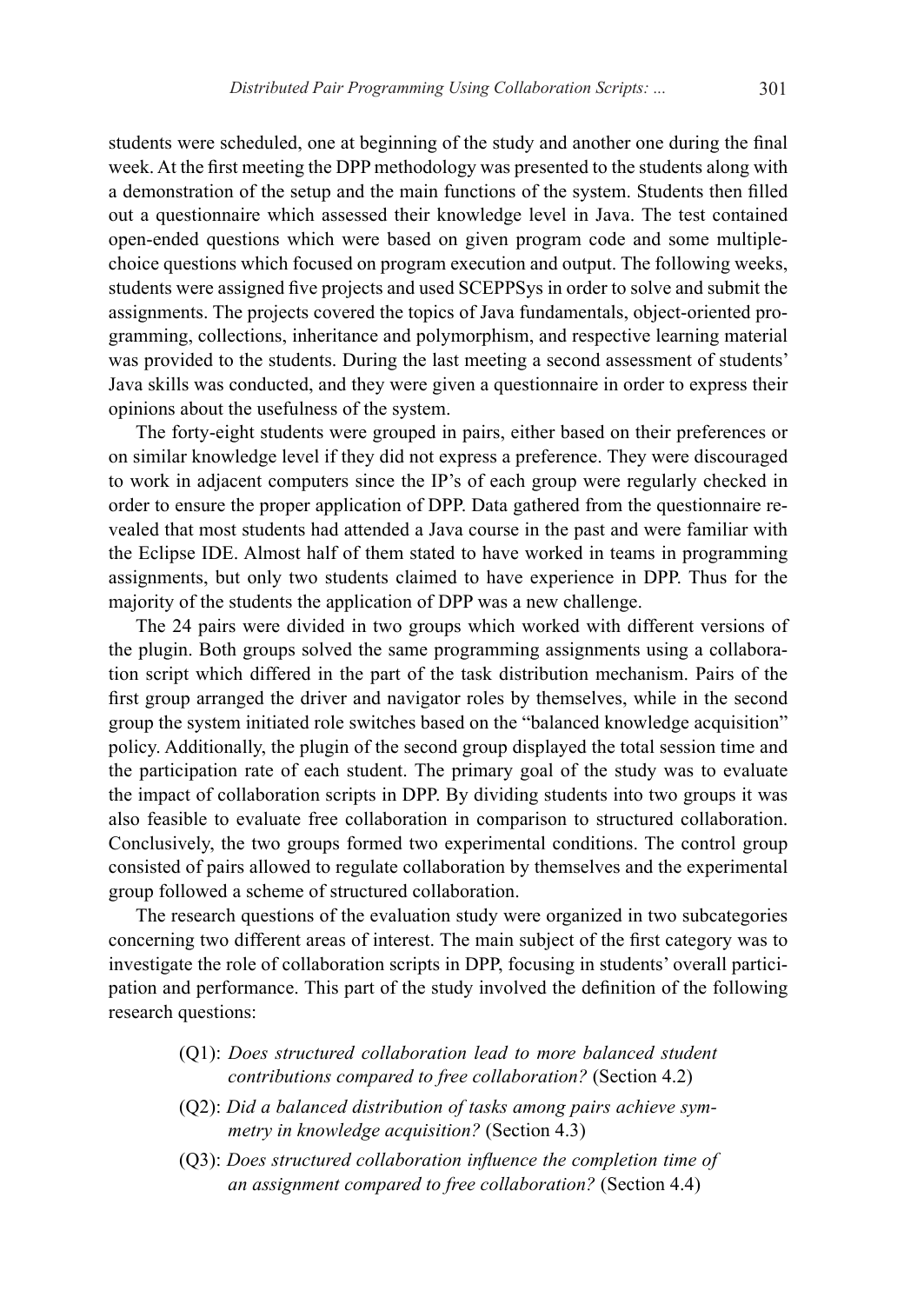students were scheduled, one at beginning of the study and another one during the final week. At the first meeting the DPP methodology was presented to the students along with a demonstration of the setup and the main functions of the system. Students then filled out a questionnaire which assessed their knowledge level in Java. The test contained open-ended questions which were based on given program code and some multiple-choice questions which focused on program execution and output. The following weeks, students were assigned five projects and used SCEPPSys in order to solve and submit the assignments. The projects covered the topics of Java fundamentals, object-oriented programming, collections, inheritance and polymorphism, and respective learning material was provided to the students. During the last meeting a second assessment of students' Java skills was conducted, and they were given a questionnaire in order to express their opinions about the usefulness of the system.

The forty-eight students were grouped in pairs, either based on their preferences or on similar knowledge level if they did not express a preference. They were discouraged to work in adjacent computers since the IP's of each group were regularly checked in order to ensure the proper application of DPP. Data gathered from the questionnaire revealed that most students had attended a Java course in the past and were familiar with the Eclipse IDE. Almost half of them stated to have worked in teams in programming assignments, but only two students claimed to have experience in DPP. Thus for the majority of the students the application of DPP was a new challenge.

The 24 pairs were divided in two groups which worked with different versions of the plugin. Both groups solved the same programming assignments using a collaboration script which differed in the part of the task distribution mechanism. Pairs of the first group arranged the driver and navigator roles by themselves, while in the second group the system initiated role switches based on the "balanced knowledge acquisition" policy. Additionally, the plugin of the second group displayed the total session time and the participation rate of each student. The primary goal of the study was to evaluate the impact of collaboration scripts in DPP. By dividing students into two groups it was also feasible to evaluate free collaboration in comparison to structured collaboration. Conclusively, the two groups formed two experimental conditions. The control group consisted of pairs allowed to regulate collaboration by themselves and the experimental group followed a scheme of structured collaboration.

The research questions of the evaluation study were organized in two subcategories concerning two different areas of interest. The main subject of the first category was to investigate the role of collaboration scripts in DPP, focusing in students' overall participation and performance. This part of the study involved the definition of the following research questions:

- (Q1): *Does structured collaboration lead to more balanced student contributions compared to free collaboration?* (Section 4.2)
- (Q2): *Did a balanced distribution of tasks among pairs achieve symmetry in knowledge acquisition?* (Section 4.3)
- (Q3): *Does structured collaboration influence the completion time of an assignment compared to free collaboration?* (Section 4.4)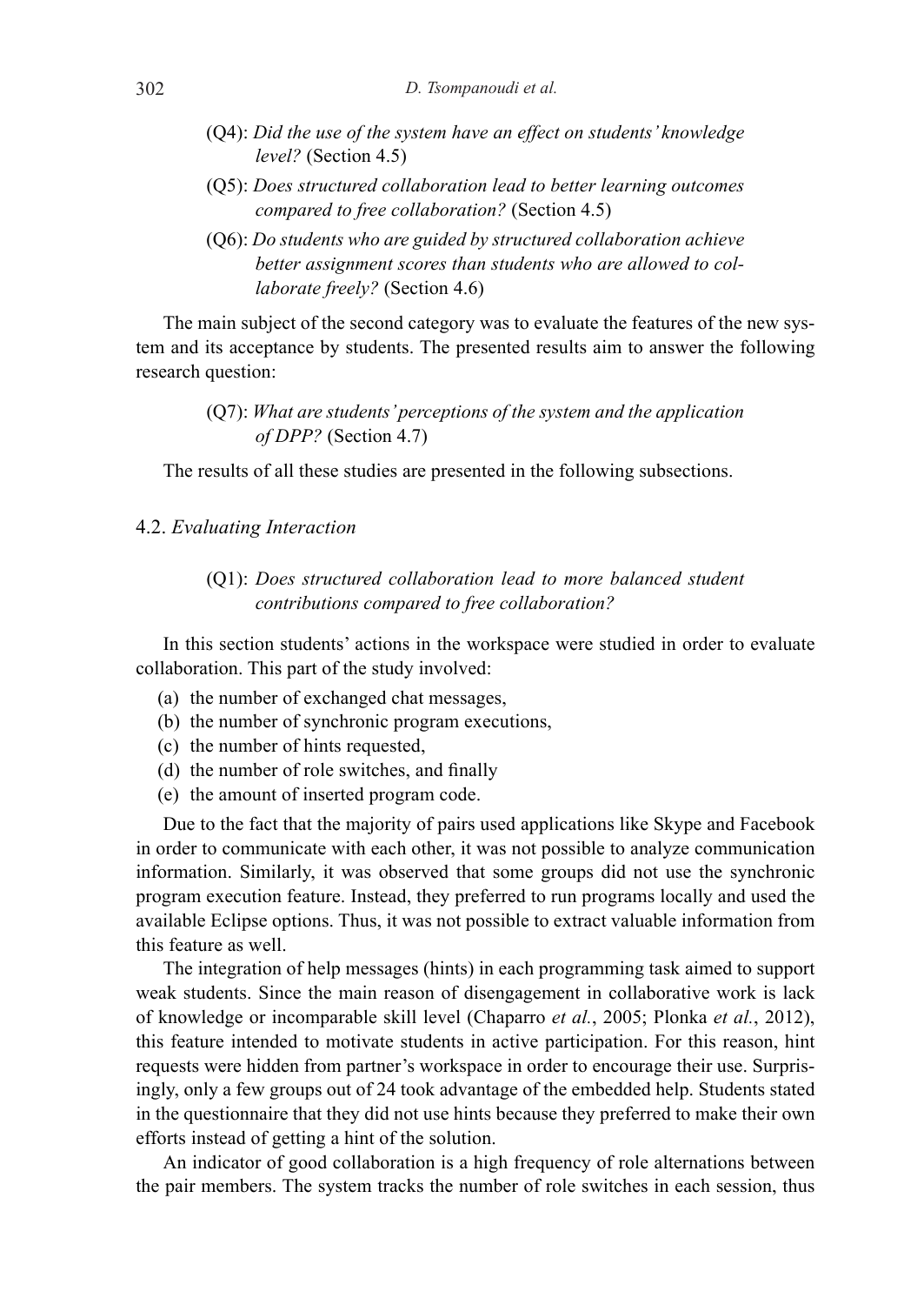(Q4): *Did the use of the system have an effect on students' knowledge level?* (Section 4.5)

(Q5): *Does structured collaboration lead to better learning outcomes compared to free collaboration?* (Section 4.5)

(Q6): *Do students who are guided by structured collaboration achieve better assignment scores than students who are allowed to collaborate freely?* (Section 4.6)

The main subject of the second category was to evaluate the features of the new system and its acceptance by students. The presented results aim to answer the following research question:

(Q7): *What are students' perceptions of the system and the application of DPP?* (Section 4.7)

The results of all these studies are presented in the following subsections.

### 4.2. *Evaluating Interaction*

(Q1): *Does structured collaboration lead to more balanced student contributions compared to free collaboration?*

In this section students' actions in the workspace were studied in order to evaluate collaboration. This part of the study involved:

(a) the number of exchanged chat messages,
(b) the number of synchronic program executions,
(c) the number of hints requested,
(d) the number of role switches, and finally
(e) the amount of inserted program code.

Due to the fact that the majority of pairs used applications like Skype and Facebook in order to communicate with each other, it was not possible to analyze communication information. Similarly, it was observed that some groups did not use the synchronic program execution feature. Instead, they preferred to run programs locally and used the available Eclipse options. Thus, it was not possible to extract valuable information from this feature as well.

The integration of help messages (hints) in each programming task aimed to support weak students. Since the main reason of disengagement in collaborative work is lack of knowledge or incomparable skill level (Chaparro *et al.*, 2005; Plonka *et al.*, 2012), this feature intended to motivate students in active participation. For this reason, hint requests were hidden from partner's workspace in order to encourage their use. Surprisingly, only a few groups out of 24 took advantage of the embedded help. Students stated in the questionnaire that they did not use hints because they preferred to make their own efforts instead of getting a hint of the solution.

An indicator of good collaboration is a high frequency of role alternations between the pair members. The system tracks the number of role switches in each session, thus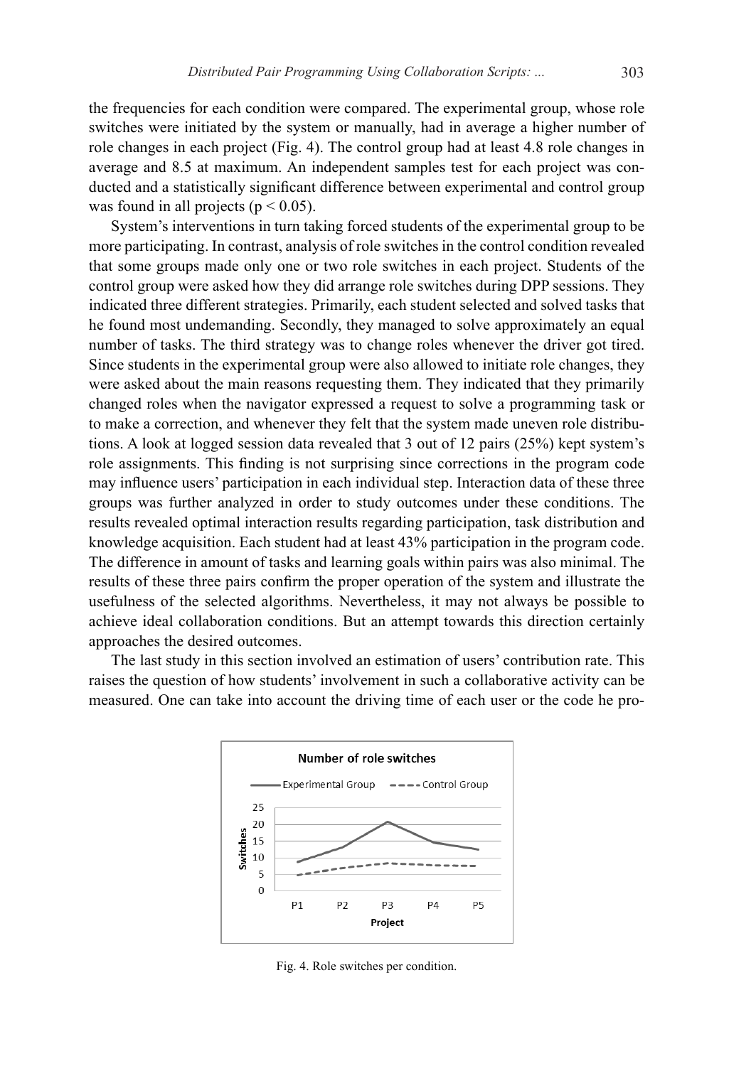the frequencies for each condition were compared. The experimental group, whose role switches were initiated by the system or manually, had in average a higher number of role changes in each project (Fig. 4). The control group had at least 4.8 role changes in average and 8.5 at maximum. An independent samples test for each project was conducted and a statistically significant difference between experimental and control group was found in all projects ($p < 0.05$).

System's interventions in turn taking forced students of the experimental group to be more participating. In contrast, analysis of role switches in the control condition revealed that some groups made only one or two role switches in each project. Students of the control group were asked how they did arrange role switches during DPP sessions. They indicated three different strategies. Primarily, each student selected and solved tasks that he found most undemanding. Secondly, they managed to solve approximately an equal number of tasks. The third strategy was to change roles whenever the driver got tired. Since students in the experimental group were also allowed to initiate role changes, they were asked about the main reasons requesting them. They indicated that they primarily changed roles when the navigator expressed a request to solve a programming task or to make a correction, and whenever they felt that the system made uneven role distributions. A look at logged session data revealed that 3 out of 12 pairs (25%) kept system's role assignments. This finding is not surprising since corrections in the program code may influence users' participation in each individual step. Interaction data of these three groups was further analyzed in order to study outcomes under these conditions. The results revealed optimal interaction results regarding participation, task distribution and knowledge acquisition. Each student had at least 43% participation in the program code. The difference in amount of tasks and learning goals within pairs was also minimal. The results of these three pairs confirm the proper operation of the system and illustrate the usefulness of the selected algorithms. Nevertheless, it may not always be possible to achieve ideal collaboration conditions. But an attempt towards this direction certainly approaches the desired outcomes.

The last study in this section involved an estimation of users' contribution rate. This raises the question of how students' involvement in such a collaborative activity can be measured. One can take into account the driving time of each user or the code he pro-

Fig. 4. Role switches per condition.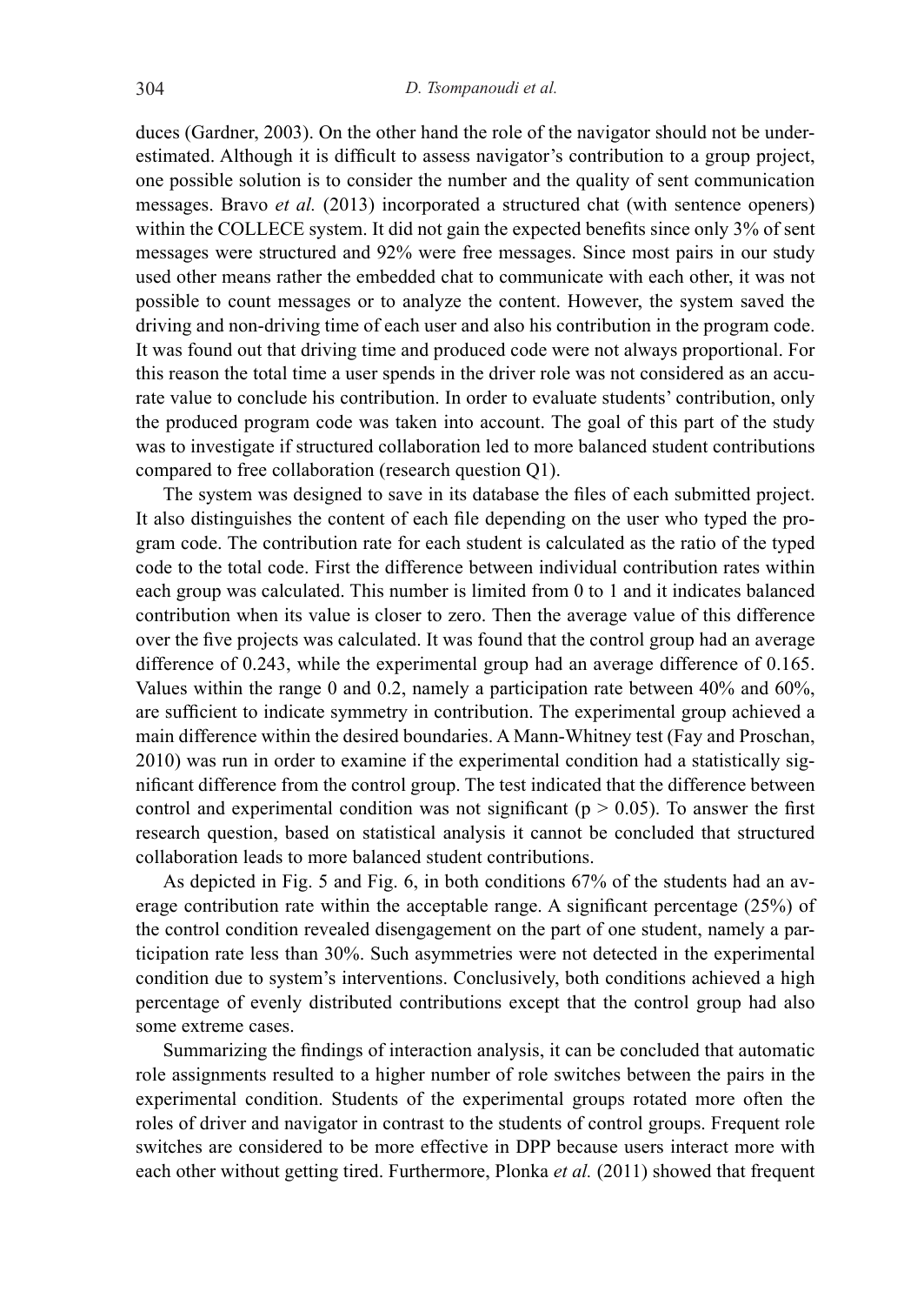duces (Gardner, 2003). On the other hand the role of the navigator should not be underestimated. Although it is difficult to assess navigator's contribution to a group project, one possible solution is to consider the number and the quality of sent communication messages. Bravo *et al.* (2013) incorporated a structured chat (with sentence openers) within the COLLECE system. It did not gain the expected benefits since only 3% of sent messages were structured and 92% were free messages. Since most pairs in our study used other means rather the embedded chat to communicate with each other, it was not possible to count messages or to analyze the content. However, the system saved the driving and non-driving time of each user and also his contribution in the program code. It was found out that driving time and produced code were not always proportional. For this reason the total time a user spends in the driver role was not considered as an accurate value to conclude his contribution. In order to evaluate students' contribution, only the produced program code was taken into account. The goal of this part of the study was to investigate if structured collaboration led to more balanced student contributions compared to free collaboration (research question Q1).

The system was designed to save in its database the files of each submitted project. It also distinguishes the content of each file depending on the user who typed the program code. The contribution rate for each student is calculated as the ratio of the typed code to the total code. First the difference between individual contribution rates within each group was calculated. This number is limited from 0 to 1 and it indicates balanced contribution when its value is closer to zero. Then the average value of this difference over the five projects was calculated. It was found that the control group had an average difference of 0.243, while the experimental group had an average difference of 0.165. Values within the range 0 and 0.2, namely a participation rate between 40% and 60%, are sufficient to indicate symmetry in contribution. The experimental group achieved a main difference within the desired boundaries. A Mann-Whitney test (Fay and Proschan, 2010) was run in order to examine if the experimental condition had a statistically significant difference from the control group. The test indicated that the difference between control and experimental condition was not significant ($p > 0.05$). To answer the first research question, based on statistical analysis it cannot be concluded that structured collaboration leads to more balanced student contributions.

As depicted in Fig. 5 and Fig. 6, in both conditions 67% of the students had an average contribution rate within the acceptable range. A significant percentage (25%) of the control condition revealed disengagement on the part of one student, namely a participation rate less than 30%. Such asymmetries were not detected in the experimental condition due to system's interventions. Conclusively, both conditions achieved a high percentage of evenly distributed contributions except that the control group had also some extreme cases.

Summarizing the findings of interaction analysis, it can be concluded that automatic role assignments resulted to a higher number of role switches between the pairs in the experimental condition. Students of the experimental groups rotated more often the roles of driver and navigator in contrast to the students of control groups. Frequent role switches are considered to be more effective in DPP because users interact more with each other without getting tired. Furthermore, Plonka *et al.* (2011) showed that frequent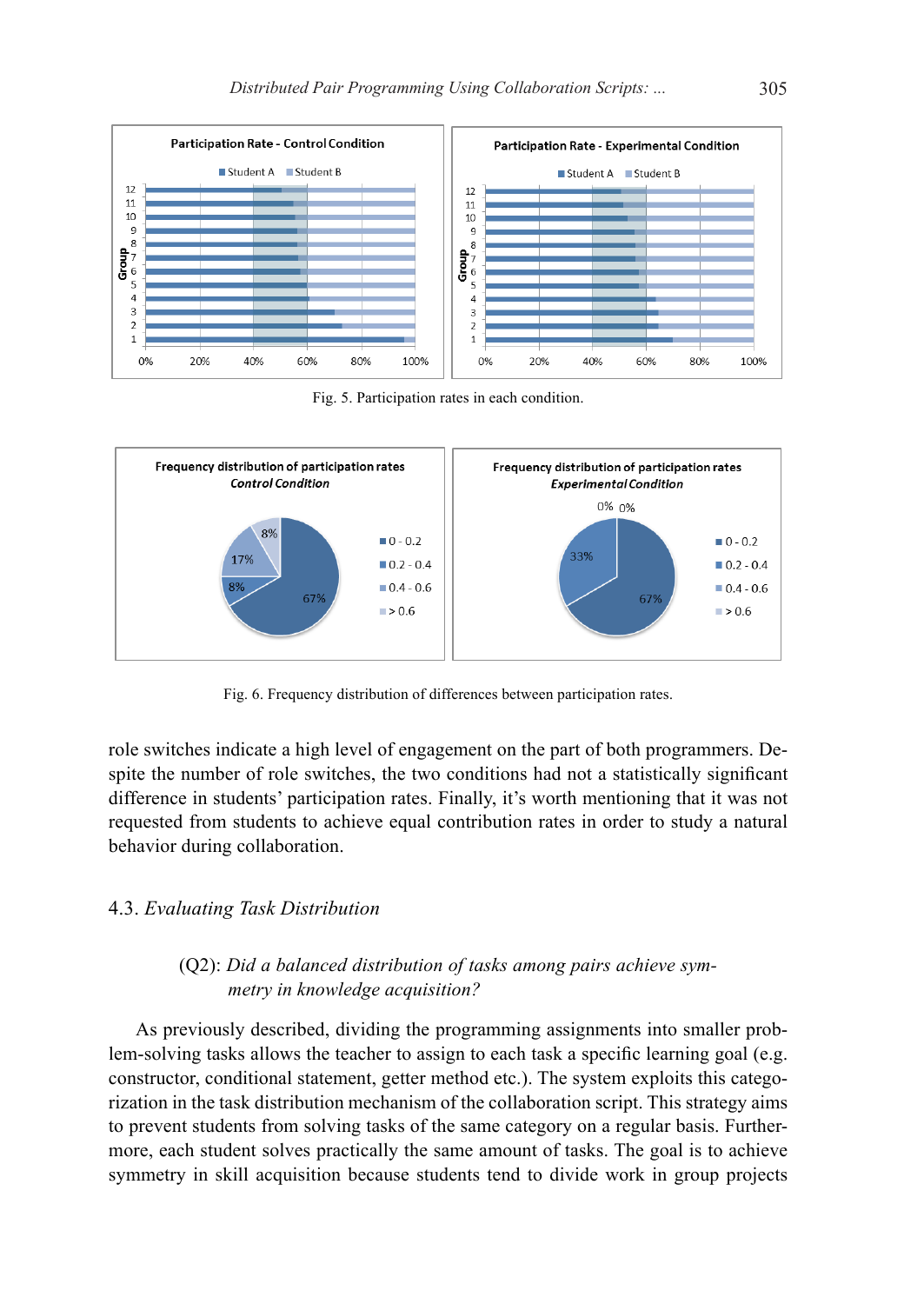Fig. 5. Participation rates in each condition.

Fig. 6. Frequency distribution of differences between participation rates.

role switches indicate a high level of engagement on the part of both programmers. Despite the number of role switches, the two conditions had not a statistically significant difference in students' participation rates. Finally, it's worth mentioning that it was not requested from students to achieve equal contribution rates in order to study a natural behavior during collaboration.

### 4.3. *Evaluating Task Distribution*

> (Q2): *Did a balanced distribution of tasks among pairs achieve symmetry in knowledge acquisition?*

As previously described, dividing the programming assignments into smaller problem-solving tasks allows the teacher to assign to each task a specific learning goal (e.g. constructor, conditional statement, getter method etc.). The system exploits this categorization in the task distribution mechanism of the collaboration script. This strategy aims to prevent students from solving tasks of the same category on a regular basis. Furthermore, each student solves practically the same amount of tasks. The goal is to achieve symmetry in skill acquisition because students tend to divide work in group projects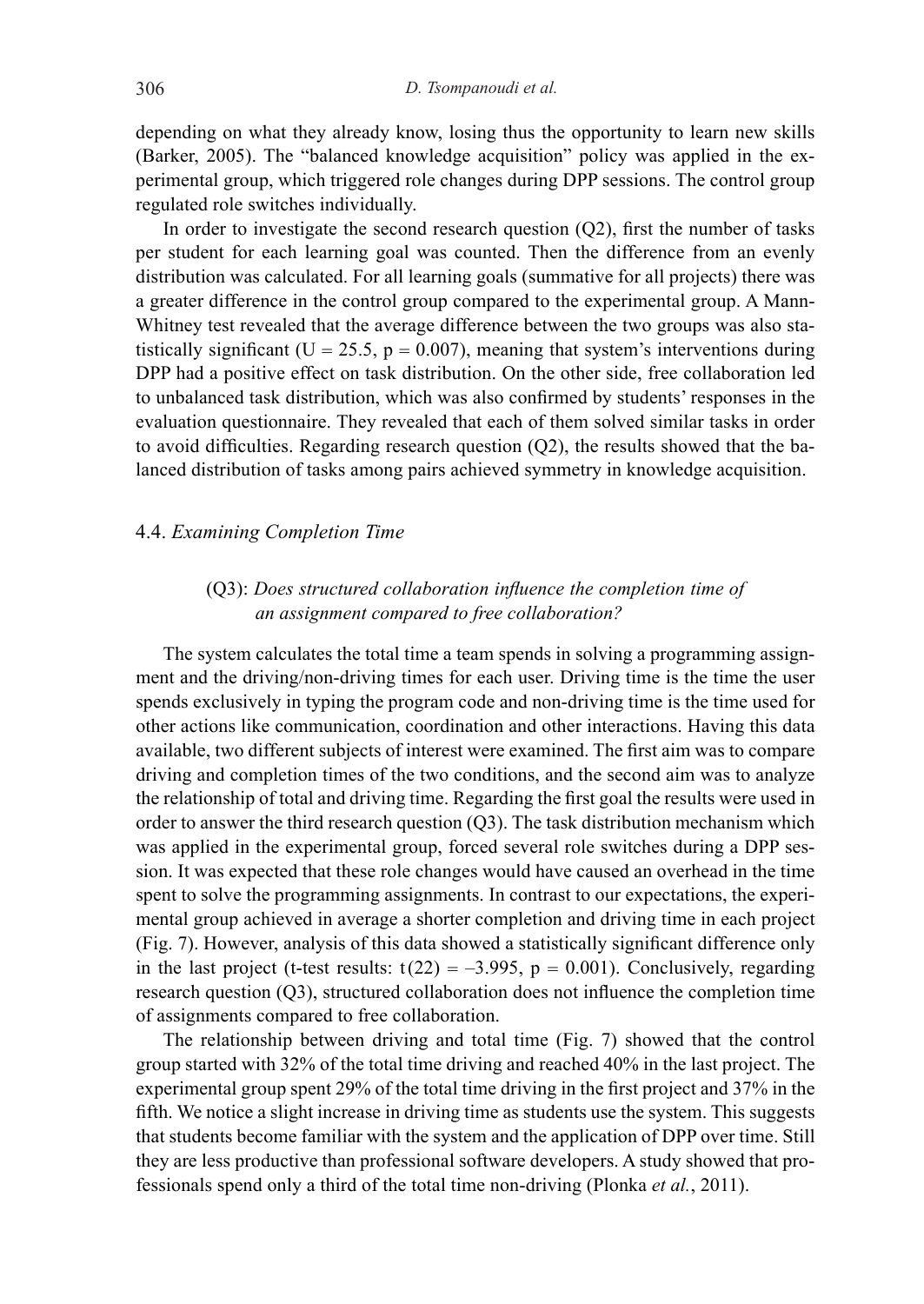depending on what they already know, losing thus the opportunity to learn new skills (Barker, 2005). The "balanced knowledge acquisition" policy was applied in the experimental group, which triggered role changes during DPP sessions. The control group regulated role switches individually.

In order to investigate the second research question (Q2), first the number of tasks per student for each learning goal was counted. Then the difference from an evenly distribution was calculated. For all learning goals (summative for all projects) there was a greater difference in the control group compared to the experimental group. A Mann-Whitney test revealed that the average difference between the two groups was also statistically significant ($U = 25.5$, $p = 0.007$), meaning that system's interventions during DPP had a positive effect on task distribution. On the other side, free collaboration led to unbalanced task distribution, which was also confirmed by students' responses in the evaluation questionnaire. They revealed that each of them solved similar tasks in order to avoid difficulties. Regarding research question (Q2), the results showed that the balanced distribution of tasks among pairs achieved symmetry in knowledge acquisition.

### 4.4. *Examining Completion Time*

> (Q3): *Does structured collaboration influence the completion time of an assignment compared to free collaboration?*

The system calculates the total time a team spends in solving a programming assignment and the driving/non-driving times for each user. Driving time is the time the user spends exclusively in typing the program code and non-driving time is the time used for other actions like communication, coordination and other interactions. Having this data available, two different subjects of interest were examined. The first aim was to compare driving and completion times of the two conditions, and the second aim was to analyze the relationship of total and driving time. Regarding the first goal the results were used in order to answer the third research question (Q3). The task distribution mechanism which was applied in the experimental group, forced several role switches during a DPP session. It was expected that these role changes would have caused an overhead in the time spent to solve the programming assignments. In contrast to our expectations, the experimental group achieved in average a shorter completion and driving time in each project (Fig. 7). However, analysis of this data showed a statistically significant difference only in the last project (t-test results: $t(22) = -3.995$, $p = 0.001$). Conclusively, regarding research question (Q3), structured collaboration does not influence the completion time of assignments compared to free collaboration.

The relationship between driving and total time (Fig. 7) showed that the control group started with 32% of the total time driving and reached 40% in the last project. The experimental group spent 29% of the total time driving in the first project and 37% in the fifth. We notice a slight increase in driving time as students use the system. This suggests that students become familiar with the system and the application of DPP over time. Still they are less productive than professional software developers. A study showed that professionals spend only a third of the total time non-driving (Plonka *et al.*, 2011).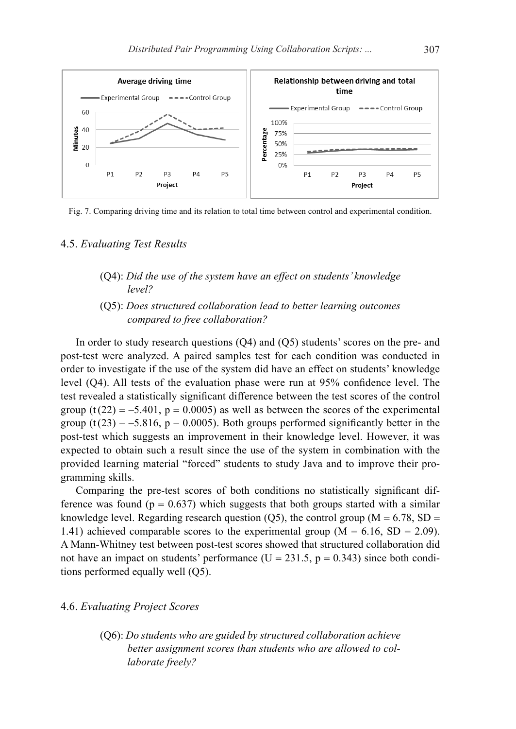Fig. 7. Comparing driving time and its relation to total time between control and experimental condition.

### 4.5. *Evaluating Test Results*

> (Q4): *Did the use of the system have an effect on students' knowledge level?*
>
> (Q5): *Does structured collaboration lead to better learning outcomes compared to free collaboration?*

In order to study research questions (Q4) and (Q5) students' scores on the pre- and post-test were analyzed. A paired samples test for each condition was conducted in order to investigate if the use of the system did have an effect on students' knowledge level (Q4). All tests of the evaluation phase were run at 95% confidence level. The test revealed a statistically significant difference between the test scores of the control group ($t(22) = -5.401$, $p = 0.0005$) as well as between the scores of the experimental group ($t(23) = -5.816$, $p = 0.0005$). Both groups performed significantly better in the post-test which suggests an improvement in their knowledge level. However, it was expected to obtain such a result since the use of the system in combination with the provided learning material "forced" students to study Java and to improve their programming skills.

Comparing the pre-test scores of both conditions no statistically significant difference was found ($p = 0.637$) which suggests that both groups started with a similar knowledge level. Regarding research question (Q5), the control group ($M = 6.78$, $SD = 1.41$) achieved comparable scores to the experimental group ($M = 6.16$, $SD = 2.09$). A Mann-Whitney test between post-test scores showed that structured collaboration did not have an impact on students' performance ($U = 231.5$, $p = 0.343$) since both conditions performed equally well (Q5).

### 4.6. *Evaluating Project Scores*

> (Q6): *Do students who are guided by structured collaboration achieve better assignment scores than students who are allowed to collaborate freely?*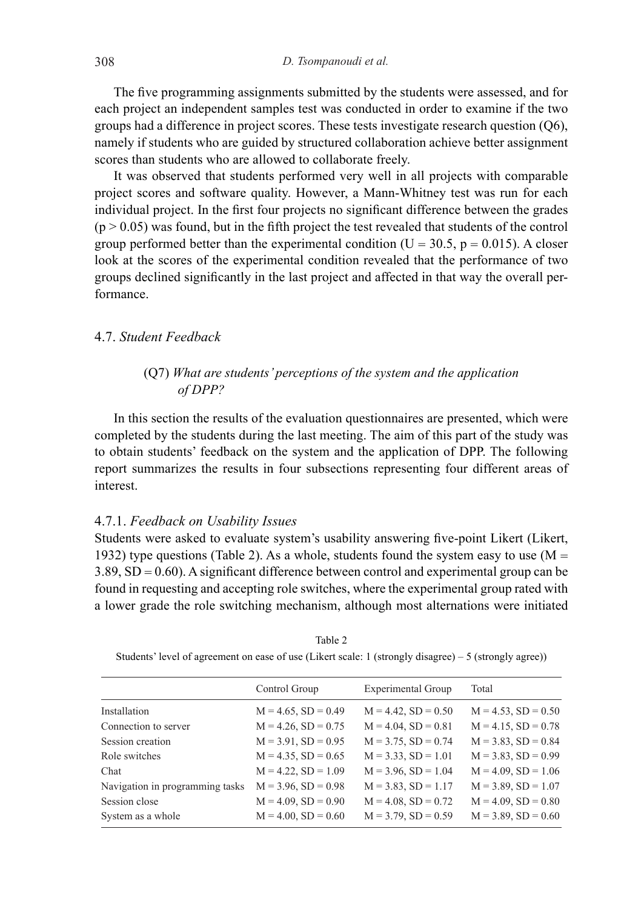The five programming assignments submitted by the students were assessed, and for each project an independent samples test was conducted in order to examine if the two groups had a difference in project scores. These tests investigate research question (Q6), namely if students who are guided by structured collaboration achieve better assignment scores than students who are allowed to collaborate freely.

It was observed that students performed very well in all projects with comparable project scores and software quality. However, a Mann-Whitney test was run for each individual project. In the first four projects no significant difference between the grades ($p > 0.05$) was found, but in the fifth project the test revealed that students of the control group performed better than the experimental condition ($U = 30.5$, $p = 0.015$). A closer look at the scores of the experimental condition revealed that the performance of two groups declined significantly in the last project and affected in that way the overall performance.

## 4.7. *Student Feedback*

> (Q7) *What are students' perceptions of the system and the application of DPP?*

In this section the results of the evaluation questionnaires are presented, which were completed by the students during the last meeting. The aim of this part of the study was to obtain students' feedback on the system and the application of DPP. The following report summarizes the results in four subsections representing four different areas of interest.

### 4.7.1. *Feedback on Usability Issues*

Students were asked to evaluate system's usability answering five-point Likert (Likert, 1932) type questions (Table 2). As a whole, students found the system easy to use ($M = 3.89$, $SD = 0.60$). A significant difference between control and experimental group can be found in requesting and accepting role switches, where the experimental group rated with a lower grade the role switching mechanism, although most alternations were initiated

Table 2

Students' level of agreement on ease of use (Likert scale: 1 (strongly disagree) – 5 (strongly agree))

| | Control Group | Experimental Group | Total |
|---|---|---|---|
| Installation | $M = 4.65$, $SD = 0.49$ | $M = 4.42$, $SD = 0.50$ | $M = 4.53$, $SD = 0.50$ |
| Connection to server | $M = 4.26$, $SD = 0.75$ | $M = 4.04$, $SD = 0.81$ | $M = 4.15$, $SD = 0.78$ |
| Session creation | $M = 3.91$, $SD = 0.95$ | $M = 3.75$, $SD = 0.74$ | $M = 3.83$, $SD = 0.84$ |
| Role switches | $M = 4.35$, $SD = 0.65$ | $M = 3.33$, $SD = 1.01$ | $M = 3.83$, $SD = 0.99$ |
| Chat | $M = 4.22$, $SD = 1.09$ | $M = 3.96$, $SD = 1.04$ | $M = 4.09$, $SD = 1.06$ |
| Navigation in programming tasks | $M = 3.96$, $SD = 0.98$ | $M = 3.83$, $SD = 1.17$ | $M = 3.89$, $SD = 1.07$ |
| Session close | $M = 4.09$, $SD = 0.90$ | $M = 4.08$, $SD = 0.72$ | $M = 4.09$, $SD = 0.80$ |
| System as a whole | $M = 4.00$, $SD = 0.60$ | $M = 3.79$, $SD = 0.59$ | $M = 3.89$, $SD = 0.60$ |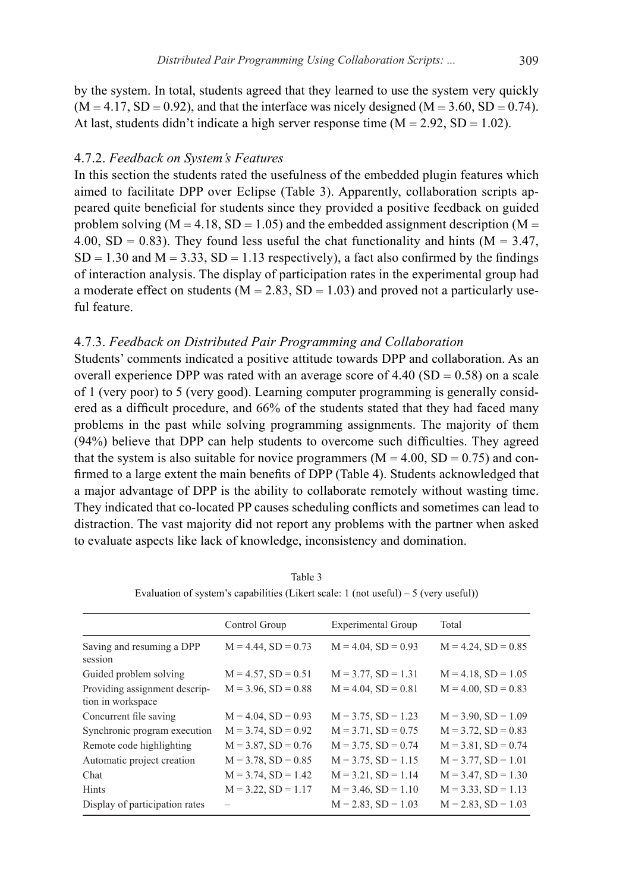by the system. In total, students agreed that they learned to use the system very quickly (M = 4.17, SD = 0.92), and that the interface was nicely designed (M = 3.60, SD = 0.74). At last, students didn't indicate a high server response time (M = 2.92, SD = 1.02).

### 4.7.2. *Feedback on System's Features*

In this section the students rated the usefulness of the embedded plugin features which aimed to facilitate DPP over Eclipse (Table 3). Apparently, collaboration scripts appeared quite beneficial for students since they provided a positive feedback on guided problem solving (M = 4.18, SD = 1.05) and the embedded assignment description (M = 4.00, SD = 0.83). They found less useful the chat functionality and hints (M = 3.47, SD = 1.30 and M = 3.33, SD = 1.13 respectively), a fact also confirmed by the findings of interaction analysis. The display of participation rates in the experimental group had a moderate effect on students (M = 2.83, SD = 1.03) and proved not a particularly useful feature.

### 4.7.3. *Feedback on Distributed Pair Programming and Collaboration*

Students' comments indicated a positive attitude towards DPP and collaboration. As an overall experience DPP was rated with an average score of 4.40 (SD = 0.58) on a scale of 1 (very poor) to 5 (very good). Learning computer programming is generally considered as a difficult procedure, and 66% of the students stated that they had faced many problems in the past while solving programming assignments. The majority of them (94%) believe that DPP can help students to overcome such difficulties. They agreed that the system is also suitable for novice programmers (M = 4.00, SD = 0.75) and confirmed to a large extent the main benefits of DPP (Table 4). Students acknowledged that a major advantage of DPP is the ability to collaborate remotely without wasting time. They indicated that co-located PP causes scheduling conflicts and sometimes can lead to distraction. The vast majority did not report any problems with the partner when asked to evaluate aspects like lack of knowledge, inconsistency and domination.

Table 3

Evaluation of system's capabilities (Likert scale: 1 (not useful) – 5 (very useful))

| | Control Group | Experimental Group | Total |
|---|---|---|---|
| Saving and resuming a DPP session | M = 4.44, SD = 0.73 | M = 4.04, SD = 0.93 | M = 4.24, SD = 0.85 |
| Guided problem solving | M = 4.57, SD = 0.51 | M = 3.77, SD = 1.31 | M = 4.18, SD = 1.05 |
| Providing assignment description in workspace | M = 3.96, SD = 0.88 | M = 4.04, SD = 0.81 | M = 4.00, SD = 0.83 |
| Concurrent file saving | M = 4.04, SD = 0.93 | M = 3.75, SD = 1.23 | M = 3.90, SD = 1.09 |
| Synchronic program execution | M = 3.74, SD = 0.92 | M = 3.71, SD = 0.75 | M = 3.72, SD = 0.83 |
| Remote code highlighting | M = 3.87, SD = 0.76 | M = 3.75, SD = 0.74 | M = 3.81, SD = 0.74 |
| Automatic project creation | M = 3.78, SD = 0.85 | M = 3.75, SD = 1.15 | M = 3.77, SD = 1.01 |
| Chat | M = 3.74, SD = 1.42 | M = 3.21, SD = 1.14 | M = 3.47, SD = 1.30 |
| Hints | M = 3.22, SD = 1.17 | M = 3.46, SD = 1.10 | M = 3.33, SD = 1.13 |
| Display of participation rates | – | M = 2.83, SD = 1.03 | M = 2.83, SD = 1.03 |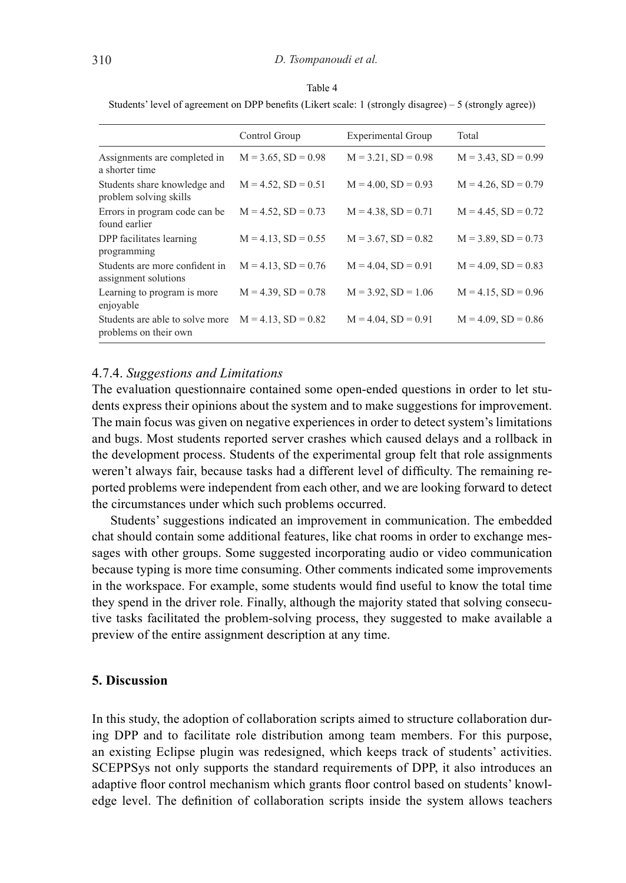Table 4

Students' level of agreement on DPP benefits (Likert scale: 1 (strongly disagree) – 5 (strongly agree))

| | Control Group | Experimental Group | Total |
|---|---|---|---|
| Assignments are completed in a shorter time | M = 3.65, SD = 0.98 | M = 3.21, SD = 0.98 | M = 3.43, SD = 0.99 |
| Students share knowledge and problem solving skills | M = 4.52, SD = 0.51 | M = 4.00, SD = 0.93 | M = 4.26, SD = 0.79 |
| Errors in program code can be found earlier | M = 4.52, SD = 0.73 | M = 4.38, SD = 0.71 | M = 4.45, SD = 0.72 |
| DPP facilitates learning programming | M = 4.13, SD = 0.55 | M = 3.67, SD = 0.82 | M = 3.89, SD = 0.73 |
| Students are more confident in assignment solutions | M = 4.13, SD = 0.76 | M = 4.04, SD = 0.91 | M = 4.09, SD = 0.83 |
| Learning to program is more enjoyable | M = 4.39, SD = 0.78 | M = 3.92, SD = 1.06 | M = 4.15, SD = 0.96 |
| Students are able to solve more problems on their own | M = 4.13, SD = 0.82 | M = 4.04, SD = 0.91 | M = 4.09, SD = 0.86 |

#### 4.7.4. *Suggestions and Limitations*

The evaluation questionnaire contained some open-ended questions in order to let students express their opinions about the system and to make suggestions for improvement. The main focus was given on negative experiences in order to detect system's limitations and bugs. Most students reported server crashes which caused delays and a rollback in the development process. Students of the experimental group felt that role assignments weren't always fair, because tasks had a different level of difficulty. The remaining reported problems were independent from each other, and we are looking forward to detect the circumstances under which such problems occurred.

Students' suggestions indicated an improvement in communication. The embedded chat should contain some additional features, like chat rooms in order to exchange messages with other groups. Some suggested incorporating audio or video communication because typing is more time consuming. Other comments indicated some improvements in the workspace. For example, some students would find useful to know the total time they spend in the driver role. Finally, although the majority stated that solving consecutive tasks facilitated the problem-solving process, they suggested to make available a preview of the entire assignment description at any time.

## 5. Discussion

In this study, the adoption of collaboration scripts aimed to structure collaboration during DPP and to facilitate role distribution among team members. For this purpose, an existing Eclipse plugin was redesigned, which keeps track of students' activities. SCEPPSys not only supports the standard requirements of DPP, it also introduces an adaptive floor control mechanism which grants floor control based on students' knowledge level. The definition of collaboration scripts inside the system allows teachers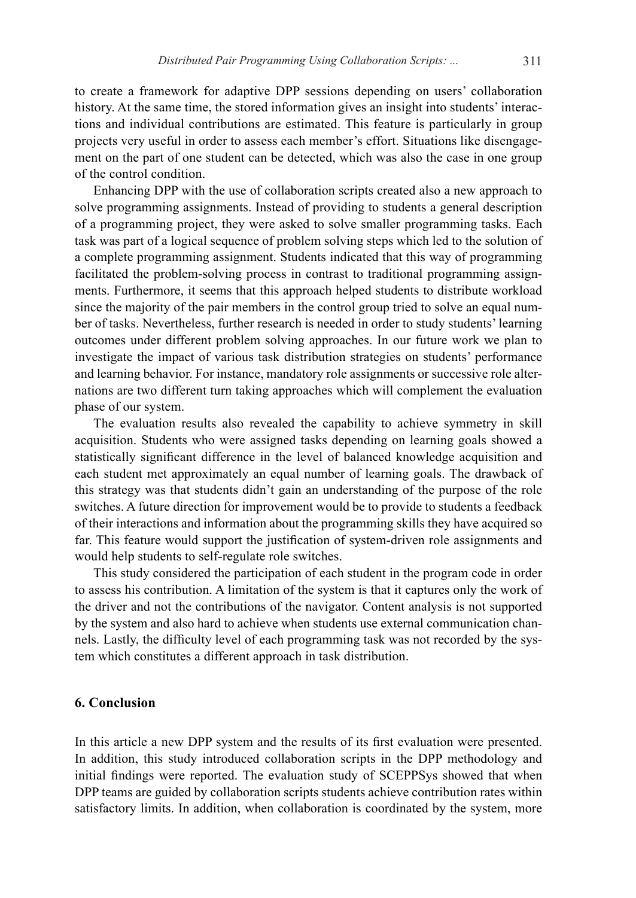to create a framework for adaptive DPP sessions depending on users' collaboration history. At the same time, the stored information gives an insight into students' interactions and individual contributions are estimated. This feature is particularly in group projects very useful in order to assess each member's effort. Situations like disengagement on the part of one student can be detected, which was also the case in one group of the control condition.

Enhancing DPP with the use of collaboration scripts created also a new approach to solve programming assignments. Instead of providing to students a general description of a programming project, they were asked to solve smaller programming tasks. Each task was part of a logical sequence of problem solving steps which led to the solution of a complete programming assignment. Students indicated that this way of programming facilitated the problem-solving process in contrast to traditional programming assignments. Furthermore, it seems that this approach helped students to distribute workload since the majority of the pair members in the control group tried to solve an equal number of tasks. Nevertheless, further research is needed in order to study students' learning outcomes under different problem solving approaches. In our future work we plan to investigate the impact of various task distribution strategies on students' performance and learning behavior. For instance, mandatory role assignments or successive role alternations are two different turn taking approaches which will complement the evaluation phase of our system.

The evaluation results also revealed the capability to achieve symmetry in skill acquisition. Students who were assigned tasks depending on learning goals showed a statistically significant difference in the level of balanced knowledge acquisition and each student met approximately an equal number of learning goals. The drawback of this strategy was that students didn't gain an understanding of the purpose of the role switches. A future direction for improvement would be to provide to students a feedback of their interactions and information about the programming skills they have acquired so far. This feature would support the justification of system-driven role assignments and would help students to self-regulate role switches.

This study considered the participation of each student in the program code in order to assess his contribution. A limitation of the system is that it captures only the work of the driver and not the contributions of the navigator. Content analysis is not supported by the system and also hard to achieve when students use external communication channels. Lastly, the difficulty level of each programming task was not recorded by the system which constitutes a different approach in task distribution.

## 6. Conclusion

In this article a new DPP system and the results of its first evaluation were presented. In addition, this study introduced collaboration scripts in the DPP methodology and initial findings were reported. The evaluation study of SCEPPSys showed that when DPP teams are guided by collaboration scripts students achieve contribution rates within satisfactory limits. In addition, when collaboration is coordinated by the system, more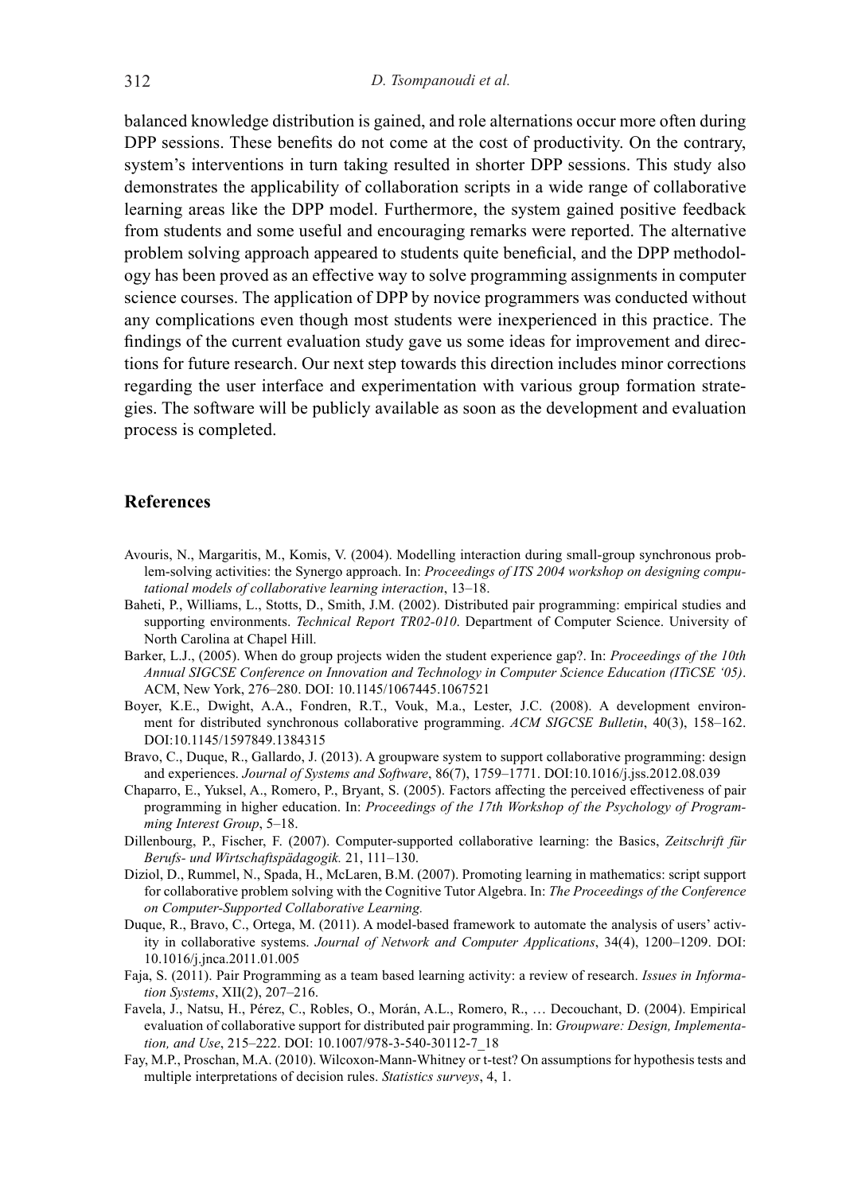balanced knowledge distribution is gained, and role alternations occur more often during DPP sessions. These benefits do not come at the cost of productivity. On the contrary, system's interventions in turn taking resulted in shorter DPP sessions. This study also demonstrates the applicability of collaboration scripts in a wide range of collaborative learning areas like the DPP model. Furthermore, the system gained positive feedback from students and some useful and encouraging remarks were reported. The alternative problem solving approach appeared to students quite beneficial, and the DPP methodology has been proved as an effective way to solve programming assignments in computer science courses. The application of DPP by novice programmers was conducted without any complications even though most students were inexperienced in this practice. The findings of the current evaluation study gave us some ideas for improvement and directions for future research. Our next step towards this direction includes minor corrections regarding the user interface and experimentation with various group formation strategies. The software will be publicly available as soon as the development and evaluation process is completed.

## References

Avouris, N., Margaritis, M., Komis, V. (2004). Modelling interaction during small-group synchronous problem-solving activities: the Synergo approach. In: *Proceedings of ITS 2004 workshop on designing computational models of collaborative learning interaction*, 13–18.

Baheti, P., Williams, L., Stotts, D., Smith, J.M. (2002). Distributed pair programming: empirical studies and supporting environments. *Technical Report TR02-010*. Department of Computer Science. University of North Carolina at Chapel Hill.

Barker, L.J., (2005). When do group projects widen the student experience gap?. In: *Proceedings of the 10th Annual SIGCSE Conference on Innovation and Technology in Computer Science Education (ITiCSE '05)*. ACM, New York, 276–280. DOI: 10.1145/1067445.1067521

Boyer, K.E., Dwight, A.A., Fondren, R.T., Vouk, M.a., Lester, J.C. (2008). A development environment for distributed synchronous collaborative programming. *ACM SIGCSE Bulletin*, 40(3), 158–162. DOI:10.1145/1597849.1384315

Bravo, C., Duque, R., Gallardo, J. (2013). A groupware system to support collaborative programming: design and experiences. *Journal of Systems and Software*, 86(7), 1759–1771. DOI:10.1016/j.jss.2012.08.039

Chaparro, E., Yuksel, A., Romero, P., Bryant, S. (2005). Factors affecting the perceived effectiveness of pair programming in higher education. In: *Proceedings of the 17th Workshop of the Psychology of Programming Interest Group*, 5–18.

Dillenbourg, P., Fischer, F. (2007). Computer-supported collaborative learning: the Basics, *Zeitschrift für Berufs- und Wirtschaftspädagogik.* 21, 111–130.

Diziol, D., Rummel, N., Spada, H., McLaren, B.M. (2007). Promoting learning in mathematics: script support for collaborative problem solving with the Cognitive Tutor Algebra. In: *The Proceedings of the Conference on Computer-Supported Collaborative Learning.*

Duque, R., Bravo, C., Ortega, M. (2011). A model-based framework to automate the analysis of users' activity in collaborative systems. *Journal of Network and Computer Applications*, 34(4), 1200–1209. DOI: 10.1016/j.jnca.2011.01.005

Faja, S. (2011). Pair Programming as a team based learning activity: a review of research. *Issues in Information Systems*, XII(2), 207–216.

Favela, J., Natsu, H., Pérez, C., Robles, O., Morán, A.L., Romero, R., … Decouchant, D. (2004). Empirical evaluation of collaborative support for distributed pair programming. In: *Groupware: Design, Implementation, and Use*, 215–222. DOI: 10.1007/978-3-540-30112-7_18

Fay, M.P., Proschan, M.A. (2010). Wilcoxon-Mann-Whitney or t-test? On assumptions for hypothesis tests and multiple interpretations of decision rules. *Statistics surveys*, 4, 1.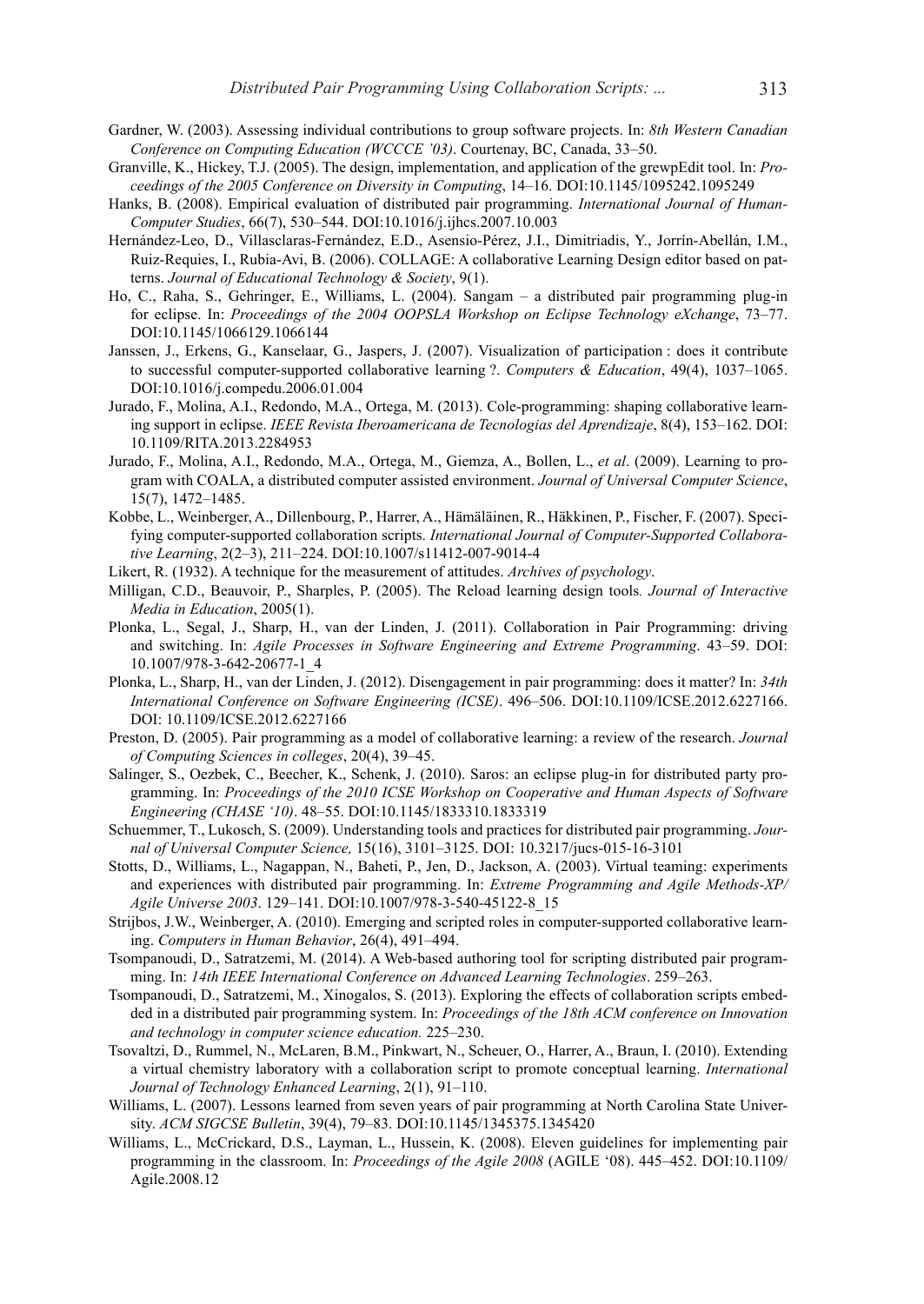Gardner, W. (2003). Assessing individual contributions to group software projects. In: *8th Western Canadian Conference on Computing Education (WCCCE '03)*. Courtenay, BC, Canada, 33–50.

Granville, K., Hickey, T.J. (2005). The design, implementation, and application of the grewpEdit tool. In: *Proceedings of the 2005 Conference on Diversity in Computing*, 14–16. DOI:10.1145/1095242.1095249

Hanks, B. (2008). Empirical evaluation of distributed pair programming. *International Journal of Human-Computer Studies*, 66(7), 530–544. DOI:10.1016/j.ijhcs.2007.10.003

Hernández-Leo, D., Villasclaras-Fernández, E.D., Asensio-Pérez, J.I., Dimitriadis, Y., Jorrín-Abellán, I.M., Ruiz-Requies, I., Rubia-Avi, B. (2006). COLLAGE: A collaborative Learning Design editor based on patterns. *Journal of Educational Technology & Society*, 9(1).

Ho, C., Raha, S., Gehringer, E., Williams, L. (2004). Sangam – a distributed pair programming plug-in for eclipse. In: *Proceedings of the 2004 OOPSLA Workshop on Eclipse Technology eXchange*, 73–77. DOI:10.1145/1066129.1066144

Janssen, J., Erkens, G., Kanselaar, G., Jaspers, J. (2007). Visualization of participation : does it contribute to successful computer-supported collaborative learning ?. *Computers & Education*, 49(4), 1037–1065. DOI:10.1016/j.compedu.2006.01.004

Jurado, F., Molina, A.I., Redondo, M.A., Ortega, M. (2013). Cole-programming: shaping collaborative learning support in eclipse. *IEEE Revista Iberoamericana de Tecnologias del Aprendizaje*, 8(4), 153–162. DOI: 10.1109/RITA.2013.2284953

Jurado, F., Molina, A.I., Redondo, M.A., Ortega, M., Giemza, A., Bollen, L., *et al*. (2009). Learning to program with COALA, a distributed computer assisted environment. *Journal of Universal Computer Science*, 15(7), 1472–1485.

Kobbe, L., Weinberger, A., Dillenbourg, P., Harrer, A., Hämäläinen, R., Häkkinen, P., Fischer, F. (2007). Specifying computer-supported collaboration scripts. *International Journal of Computer-Supported Collaborative Learning*, 2(2–3), 211–224. DOI:10.1007/s11412-007-9014-4

Likert, R. (1932). A technique for the measurement of attitudes. *Archives of psychology*.

Milligan, C.D., Beauvoir, P., Sharples, P. (2005). The Reload learning design tools*. Journal of Interactive Media in Education*, 2005(1).

Plonka, L., Segal, J., Sharp, H., van der Linden, J. (2011). Collaboration in Pair Programming: driving and switching. In: *Agile Processes in Software Engineering and Extreme Programming*. 43–59. DOI: 10.1007/978-3-642-20677-1_4

Plonka, L., Sharp, H., van der Linden, J. (2012). Disengagement in pair programming: does it matter? In: *34th International Conference on Software Engineering (ICSE)*. 496–506. DOI:10.1109/ICSE.2012.6227166. DOI: 10.1109/ICSE.2012.6227166

Preston, D. (2005). Pair programming as a model of collaborative learning: a review of the research. *Journal of Computing Sciences in colleges*, 20(4), 39–45.

Salinger, S., Oezbek, C., Beecher, K., Schenk, J. (2010). Saros: an eclipse plug-in for distributed party programming. In: *Proceedings of the 2010 ICSE Workshop on Cooperative and Human Aspects of Software Engineering (CHASE '10)*. 48–55. DOI:10.1145/1833310.1833319

Schuemmer, T., Lukosch, S. (2009). Understanding tools and practices for distributed pair programming. *Journal of Universal Computer Science,* 15(16), 3101–3125. DOI: 10.3217/jucs-015-16-3101

Stotts, D., Williams, L., Nagappan, N., Baheti, P., Jen, D., Jackson, A. (2003). Virtual teaming: experiments and experiences with distributed pair programming. In: *Extreme Programming and Agile Methods-XP/Agile Universe 2003*. 129–141. DOI:10.1007/978-3-540-45122-8_15

Strijbos, J.W., Weinberger, A. (2010). Emerging and scripted roles in computer-supported collaborative learning. *Computers in Human Behavior*, 26(4), 491–494.

Tsompanoudi, D., Satratzemi, M. (2014). A Web-based authoring tool for scripting distributed pair programming. In: *14th IEEE International Conference on Advanced Learning Technologies*. 259–263.

Tsompanoudi, D., Satratzemi, M., Xinogalos, S. (2013). Exploring the effects of collaboration scripts embedded in a distributed pair programming system. In: *Proceedings of the 18th ACM conference on Innovation and technology in computer science education.* 225–230.

Tsovaltzi, D., Rummel, N., McLaren, B.M., Pinkwart, N., Scheuer, O., Harrer, A., Braun, I. (2010). Extending a virtual chemistry laboratory with a collaboration script to promote conceptual learning. *International Journal of Technology Enhanced Learning*, 2(1), 91–110.

Williams, L. (2007). Lessons learned from seven years of pair programming at North Carolina State University. *ACM SIGCSE Bulletin*, 39(4), 79–83. DOI:10.1145/1345375.1345420

Williams, L., McCrickard, D.S., Layman, L., Hussein, K. (2008). Eleven guidelines for implementing pair programming in the classroom. In: *Proceedings of the Agile 2008* (AGILE '08). 445–452. DOI:10.1109/Agile.2008.12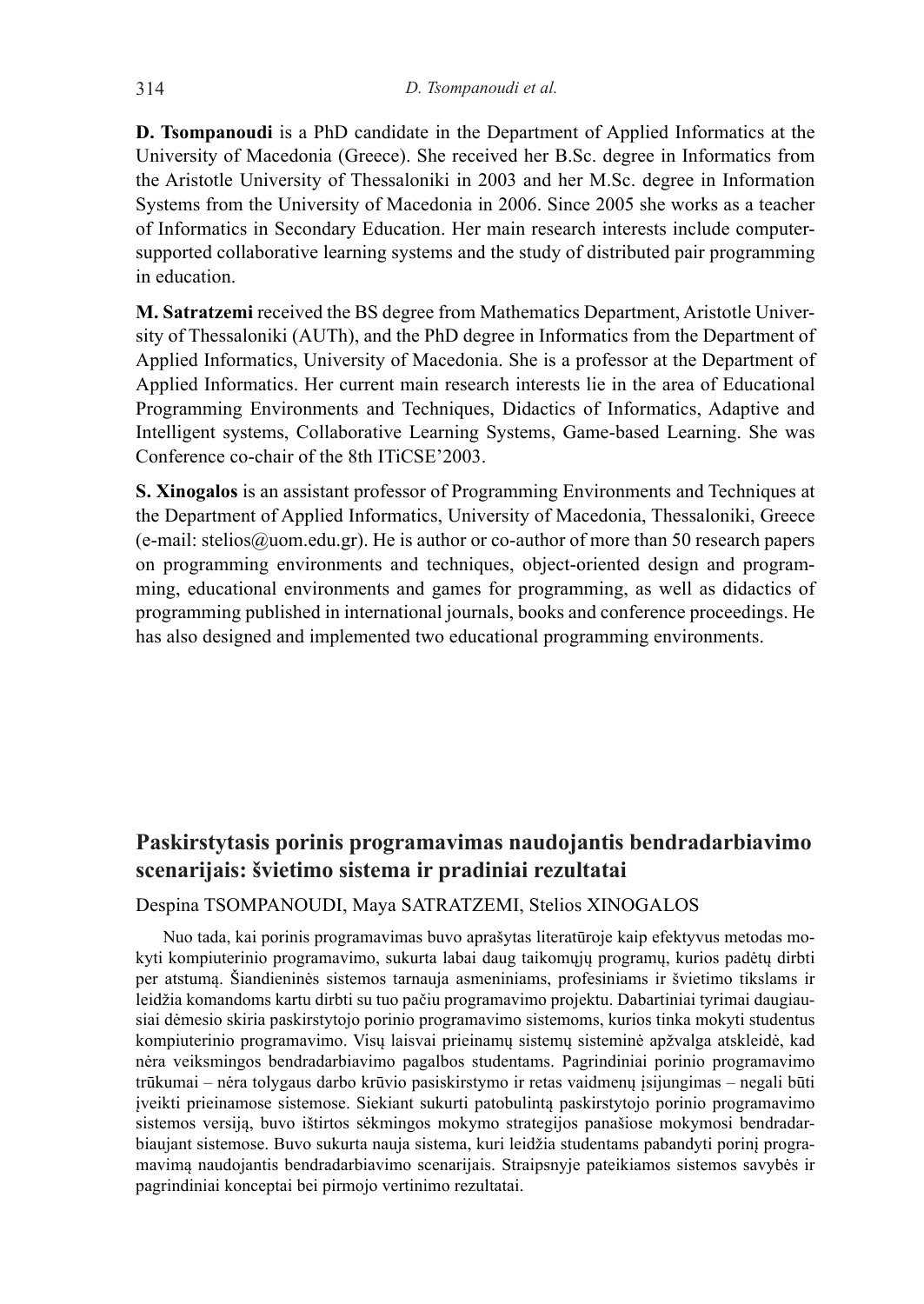**D. Tsompanoudi** is a PhD candidate in the Department of Applied Informatics at the University of Macedonia (Greece). She received her B.Sc. degree in Informatics from the Aristotle University of Thessaloniki in 2003 and her M.Sc. degree in Information Systems from the University of Macedonia in 2006. Since 2005 she works as a teacher of Informatics in Secondary Education. Her main research interests include computer-supported collaborative learning systems and the study of distributed pair programming in education.

**M. Satratzemi** received the BS degree from Mathematics Department, Aristotle University of Thessaloniki (AUTh), and the PhD degree in Informatics from the Department of Applied Informatics, University of Macedonia. She is a professor at the Department of Applied Informatics. Her current main research interests lie in the area of Educational Programming Environments and Techniques, Didactics of Informatics, Adaptive and Intelligent systems, Collaborative Learning Systems, Game-based Learning. She was Conference co-chair of the 8th ITiCSE'2003.

**S. Xinogalos** is an assistant professor of Programming Environments and Techniques at the Department of Applied Informatics, University of Macedonia, Thessaloniki, Greece (e-mail: stelios@uom.edu.gr). He is author or co-author of more than 50 research papers on programming environments and techniques, object-oriented design and programming, educational environments and games for programming, as well as didactics of programming published in international journals, books and conference proceedings. He has also designed and implemented two educational programming environments.

## Paskirstytasis porinis programavimas naudojantis bendradarbiavimo scenarijais: švietimo sistema ir pradiniai rezultatai

Despina TSOMPANOUDI, Maya SATRATZEMI, Stelios XINOGALOS

Nuo tada, kai porinis programavimas buvo aprašytas literatūroje kaip efektyvus metodas mokyti kompiuterinio programavimo, sukurta labai daug taikomųjų programų, kurios padėtų dirbti per atstumą. Šiandieninės sistemos tarnauja asmeniniams, profesiniams ir švietimo tikslams ir leidžia komandoms kartu dirbti su tuo pačiu programavimo projektu. Dabartiniai tyrimai daugiausiai dėmesio skiria paskirstytojo porinio programavimo sistemoms, kurios tinka mokyti studentus kompiuterinio programavimo. Visų laisvai prieinamų sistemų sisteminė apžvalga atskleidė, kad nėra veiksmingos bendradarbiavimo pagalbos studentams. Pagrindiniai porinio programavimo trūkumai – nėra tolygaus darbo krūvio pasiskirstymo ir retas vaidmenų įsijungimas – negali būti įveikti prieinamose sistemose. Siekiant sukurti patobulintą paskirstytojo porinio programavimo sistemos versiją, buvo ištirtos sėkmingos mokymo strategijos panašiose mokymosi bendradarbiaujant sistemose. Buvo sukurta nauja sistema, kuri leidžia studentams pabandyti porinį programavimą naudojantis bendradarbiavimo scenarijais. Straipsnyje pateikiamos sistemos savybės ir pagrindiniai konceptai bei pirmojo vertinimo rezultatai.